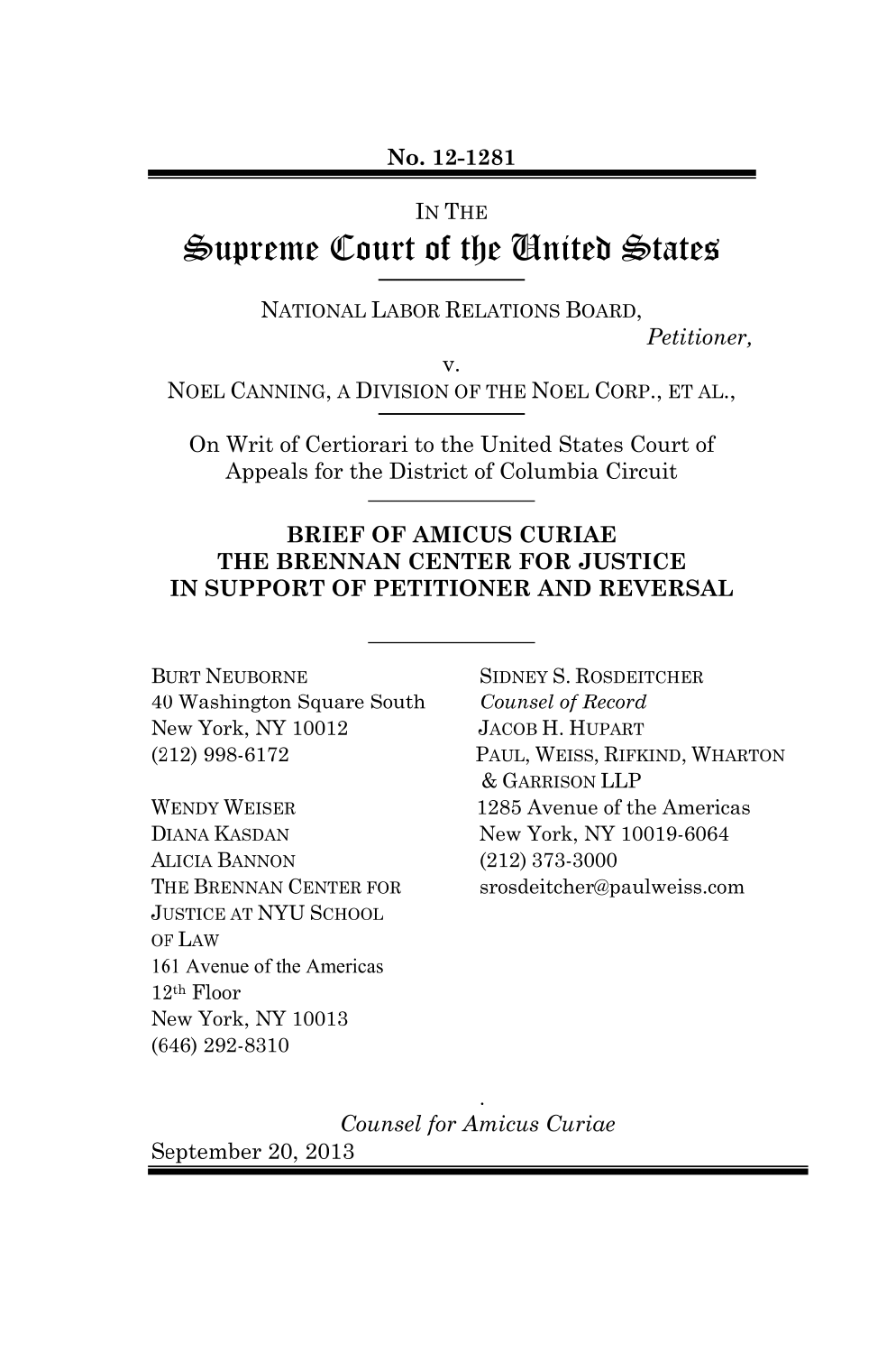No. 12-1281

IN THE

# Supreme Court of the United States

NATIONAL LABOR RELATIONS BOARD,
*Petitioner,*
v.
NOEL CANNING, A DIVISION OF THE NOEL CORP., ET AL.,

On Writ of Certiorari to the United States Court of Appeals for the District of Columbia Circuit

## BRIEF OF AMICUS CURIAE THE BRENNAN CENTER FOR JUSTICE IN SUPPORT OF PETITIONER AND REVERSAL

BURT NEUBORNE
40 Washington Square South
New York, NY 10012
(212) 998-6172

WENDY WEISER
DIANA KASDAN
ALICIA BANNON
THE BRENNAN CENTER FOR JUSTICE AT NYU SCHOOL OF LAW
161 Avenue of the Americas
12th Floor
New York, NY 10013
(646) 292-8310

SIDNEY S. ROSDEITCHER
*Counsel of Record*
JACOB H. HUPART
PAUL, WEISS, RIFKIND, WHARTON & GARRISON LLP
1285 Avenue of the Americas
New York, NY 10019-6064
(212) 373-3000
srosdeitcher@paulweiss.com

*Counsel for Amicus Curiae*

September 20, 2013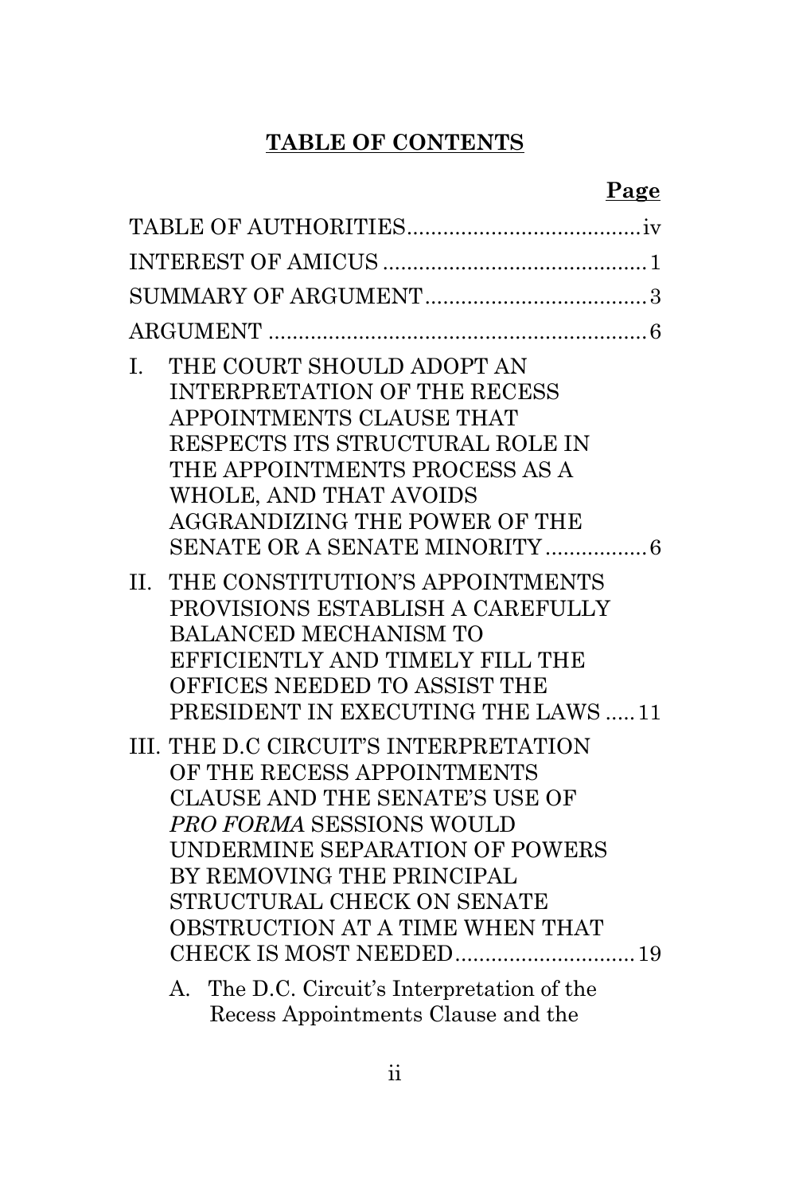## TABLE OF CONTENTS

| | Page |
|---|---|
| TABLE OF AUTHORITIES | iv |
| INTEREST OF AMICUS | 1 |
| SUMMARY OF ARGUMENT | 3 |
| ARGUMENT | 6 |
| I. THE COURT SHOULD ADOPT AN INTERPRETATION OF THE RECESS APPOINTMENTS CLAUSE THAT RESPECTS ITS STRUCTURAL ROLE IN THE APPOINTMENTS PROCESS AS A WHOLE, AND THAT AVOIDS AGGRANDIZING THE POWER OF THE SENATE OR A SENATE MINORITY | 6 |
| II. THE CONSTITUTION'S APPOINTMENTS PROVISIONS ESTABLISH A CAREFULLY BALANCED MECHANISM TO EFFICIENTLY AND TIMELY FILL THE OFFICES NEEDED TO ASSIST THE PRESIDENT IN EXECUTING THE LAWS | 11 |
| III. THE D.C CIRCUIT'S INTERPRETATION OF THE RECESS APPOINTMENTS CLAUSE AND THE SENATE'S USE OF *PRO FORMA* SESSIONS WOULD UNDERMINE SEPARATION OF POWERS BY REMOVING THE PRINCIPAL STRUCTURAL CHECK ON SENATE OBSTRUCTION AT A TIME WHEN THAT CHECK IS MOST NEEDED | 19 |
| A. The D.C. Circuit's Interpretation of the Recess Appointments Clause and the | |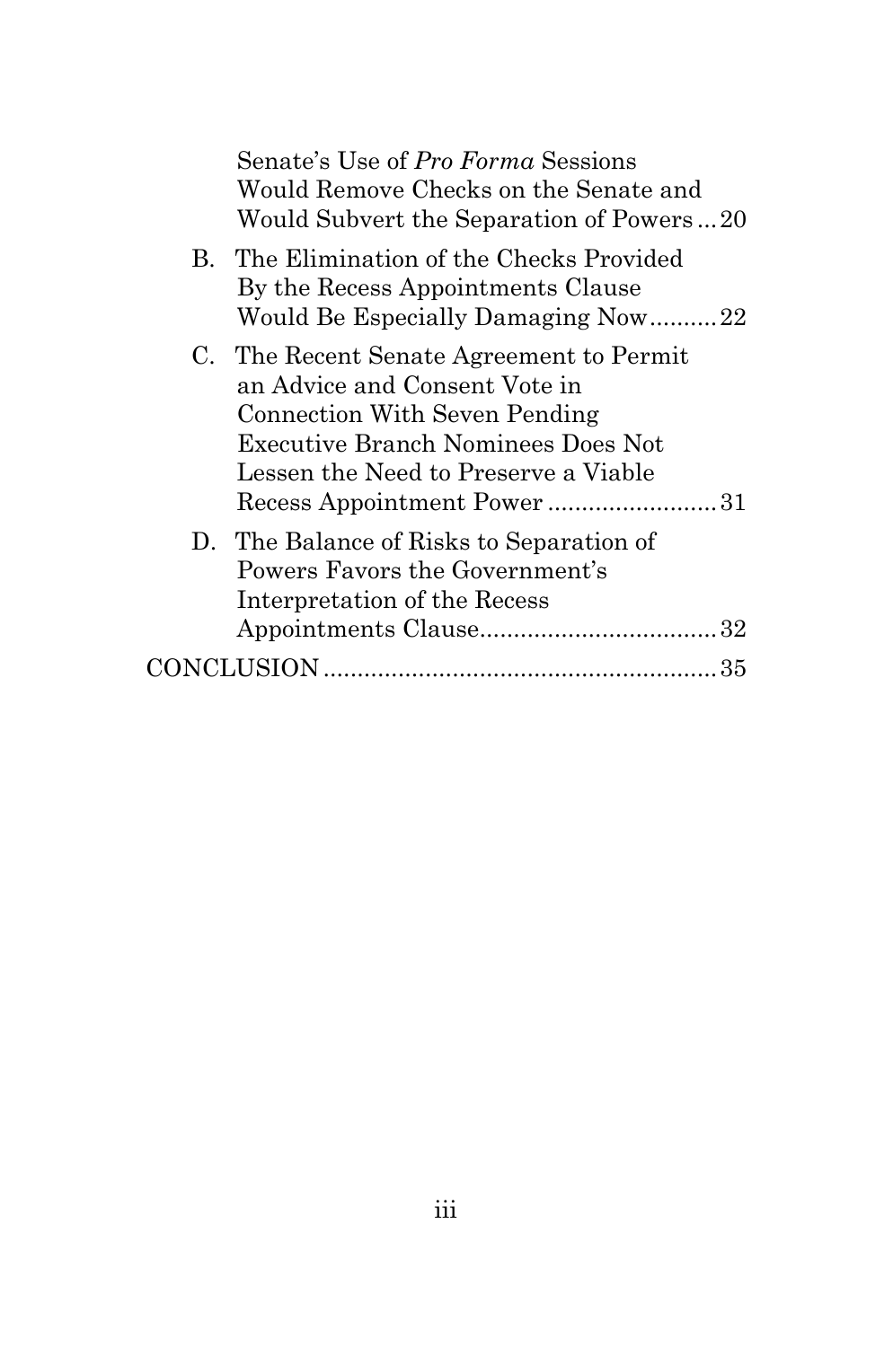Senate's Use of *Pro Forma* Sessions Would Remove Checks on the Senate and Would Subvert the Separation of Powers ... 20

B. The Elimination of the Checks Provided By the Recess Appointments Clause Would Be Especially Damaging Now .......... 22

C. The Recent Senate Agreement to Permit an Advice and Consent Vote in Connection With Seven Pending Executive Branch Nominees Does Not Lessen the Need to Preserve a Viable Recess Appointment Power ......................... 31

D. The Balance of Risks to Separation of Powers Favors the Government's Interpretation of the Recess Appointments Clause .................................. 32

CONCLUSION ......................................................... 35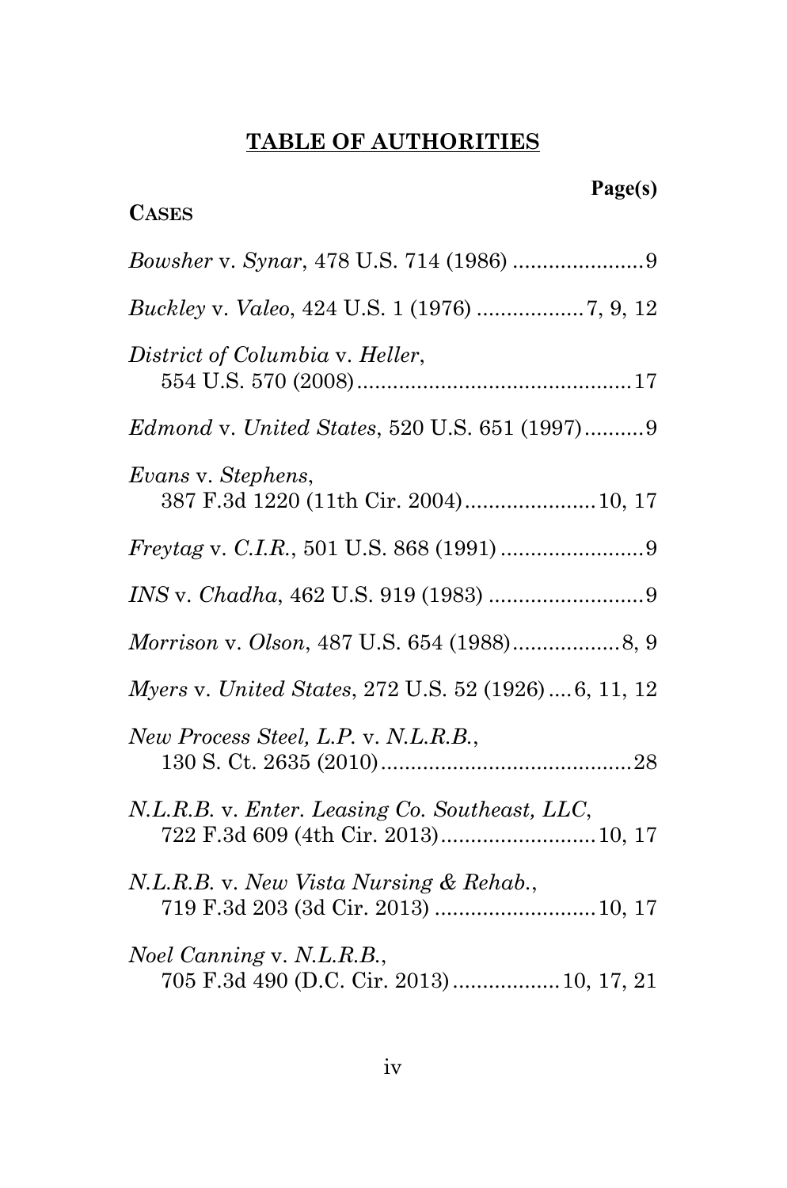## TABLE OF AUTHORITIES

**Page(s)**

**CASES**

*Bowsher* v. *Synar*, 478 U.S. 714 (1986) ......................9

*Buckley* v. *Valeo*, 424 U.S. 1 (1976) ..................7, 9, 12

*District of Columbia* v. *Heller*, 554 U.S. 570 (2008)..............................................17

*Edmond* v. *United States*, 520 U.S. 651 (1997)..........9

*Evans* v. *Stephens*, 387 F.3d 1220 (11th Cir. 2004)......................10, 17

*Freytag* v. *C.I.R.*, 501 U.S. 868 (1991) ........................9

*INS* v. *Chadha*, 462 U.S. 919 (1983) ..........................9

*Morrison* v. *Olson*, 487 U.S. 654 (1988)..................8, 9

*Myers* v. *United States*, 272 U.S. 52 (1926) ....6, 11, 12

*New Process Steel, L.P.* v. *N.L.R.B.*, 130 S. Ct. 2635 (2010)...........................................28

*N.L.R.B.* v. *Enter. Leasing Co. Southeast, LLC*, 722 F.3d 609 (4th Cir. 2013)..........................10, 17

*N.L.R.B.* v. *New Vista Nursing & Rehab.*, 719 F.3d 203 (3d Cir. 2013) ...........................10, 17

*Noel Canning* v. *N.L.R.B.*, 705 F.3d 490 (D.C. Cir. 2013)..................10, 17, 21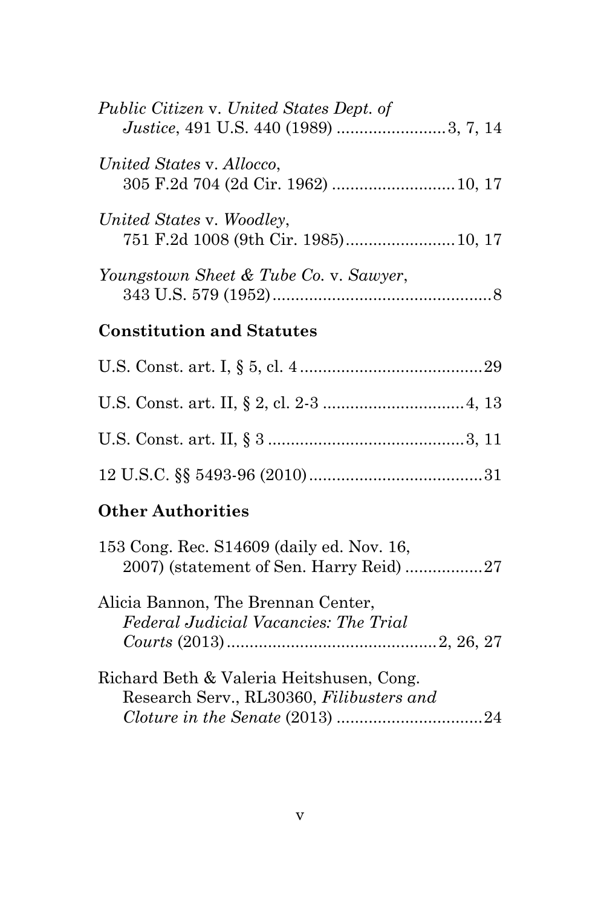*Public Citizen* v. *United States Dept. of Justice*, 491 U.S. 440 (1989) ........................3, 7, 14

*United States* v. *Allocco*, 305 F.2d 704 (2d Cir. 1962) ...........................10, 17

*United States* v. *Woodley*, 751 F.2d 1008 (9th Cir. 1985)........................10, 17

*Youngstown Sheet & Tube Co.* v. *Sawyer*, 343 U.S. 579 (1952).................................................8

**Constitution and Statutes**

U.S. Const. art. I, § 5, cl. 4........................................29

U.S. Const. art. II, § 2, cl. 2-3 ...............................4, 13

U.S. Const. art. II, § 3 ...........................................3, 11

12 U.S.C. §§ 5493-96 (2010).....................................31

**Other Authorities**

153 Cong. Rec. S14609 (daily ed. Nov. 16, 2007) (statement of Sen. Harry Reid) .................27

Alicia Bannon, The Brennan Center, *Federal Judicial Vacancies: The Trial Courts* (2013)..............................................2, 26, 27

Richard Beth & Valeria Heitshusen, Cong. Research Serv., RL30360, *Filibusters and Cloture in the Senate* (2013) ................................24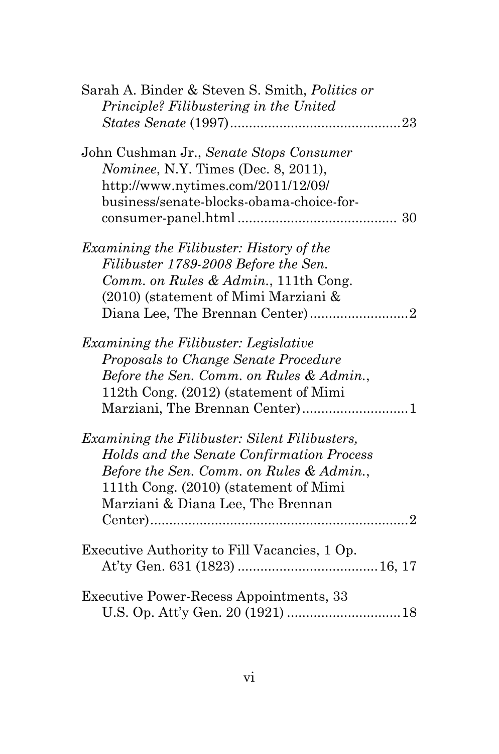Sarah A. Binder & Steven S. Smith, *Politics or Principle? Filibustering in the United States Senate* (1997)............................................23

John Cushman Jr., *Senate Stops Consumer Nominee*, N.Y. Times (Dec. 8, 2011), http://www.nytimes.com/2011/12/09/business/senate-blocks-obama-choice-for-consumer-panel.html ......................................... 30

*Examining the Filibuster: History of the Filibuster 1789-2008 Before the Sen. Comm. on Rules & Admin.*, 111th Cong. (2010) (statement of Mimi Marziani & Diana Lee, The Brennan Center)..........................2

*Examining the Filibuster: Legislative Proposals to Change Senate Procedure Before the Sen. Comm. on Rules & Admin.*, 112th Cong. (2012) (statement of Mimi Marziani, The Brennan Center)...........................1

*Examining the Filibuster: Silent Filibusters, Holds and the Senate Confirmation Process Before the Sen. Comm. on Rules & Admin.*, 111th Cong. (2010) (statement of Mimi Marziani & Diana Lee, The Brennan Center)....................................................................2

Executive Authority to Fill Vacancies, 1 Op. At'ty Gen. 631 (1823) ....................................16, 17

Executive Power-Recess Appointments, 33 U.S. Op. Att'y Gen. 20 (1921) .............................18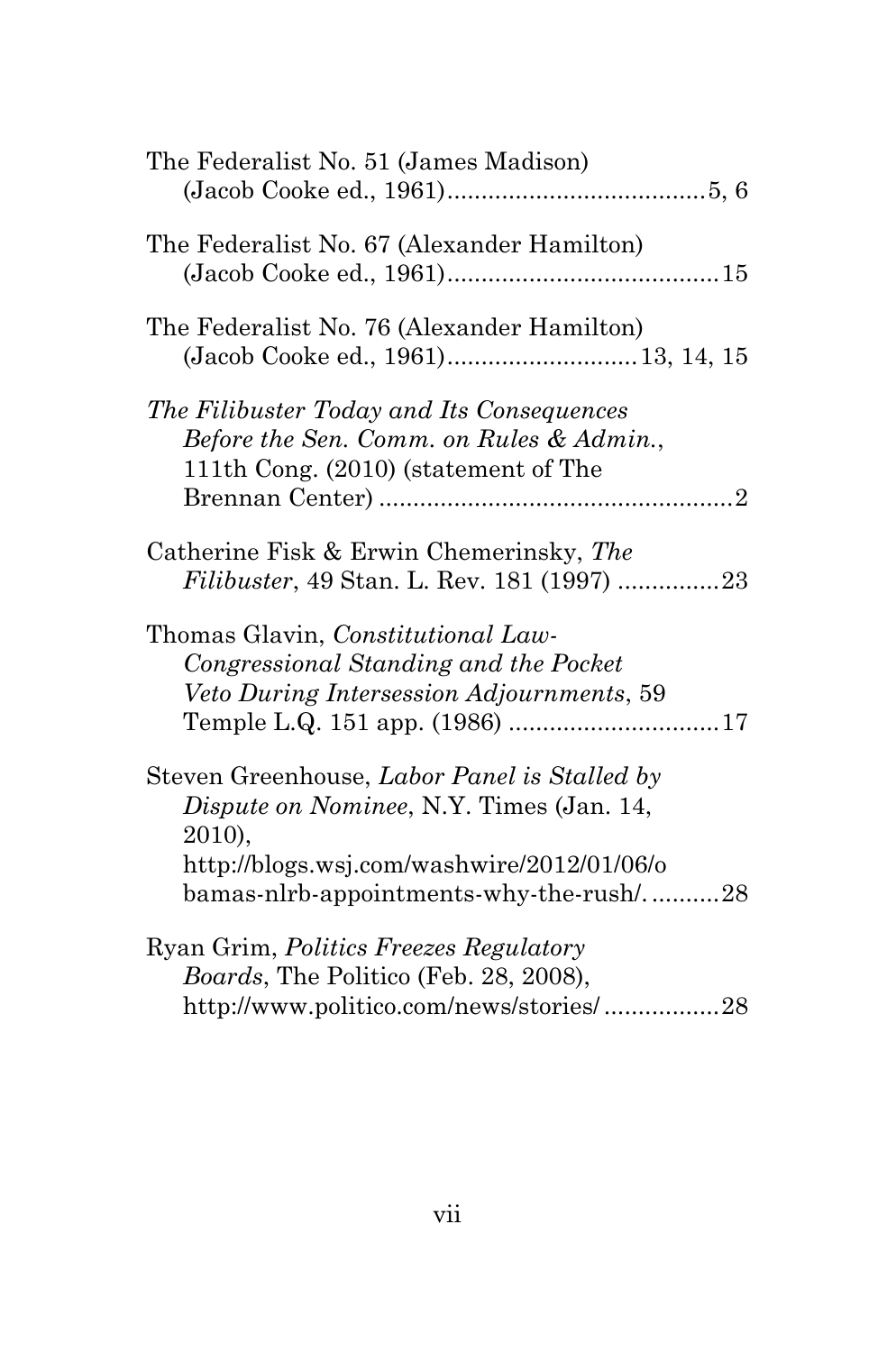The Federalist No. 51 (James Madison) (Jacob Cooke ed., 1961) ...................................... 5, 6

The Federalist No. 67 (Alexander Hamilton) (Jacob Cooke ed., 1961) ........................................ 15

The Federalist No. 76 (Alexander Hamilton) (Jacob Cooke ed., 1961) ........................... 13, 14, 15

*The Filibuster Today and Its Consequences Before the Sen. Comm. on Rules & Admin.*, 111th Cong. (2010) (statement of The Brennan Center) .................................................... 2

Catherine Fisk & Erwin Chemerinsky, *The Filibuster*, 49 Stan. L. Rev. 181 (1997) ............... 23

Thomas Glavin, *Constitutional Law-Congressional Standing and the Pocket Veto During Intersession Adjournments*, 59 Temple L.Q. 151 app. (1986) ............................... 17

Steven Greenhouse, *Labor Panel is Stalled by Dispute on Nominee*, N.Y. Times (Jan. 14, 2010), http://blogs.wsj.com/washwire/2012/01/06/obamas-nlrb-appointments-why-the-rush/. .......... 28

Ryan Grim, *Politics Freezes Regulatory Boards*, The Politico (Feb. 28, 2008), http://www.politico.com/news/stories/ ................. 28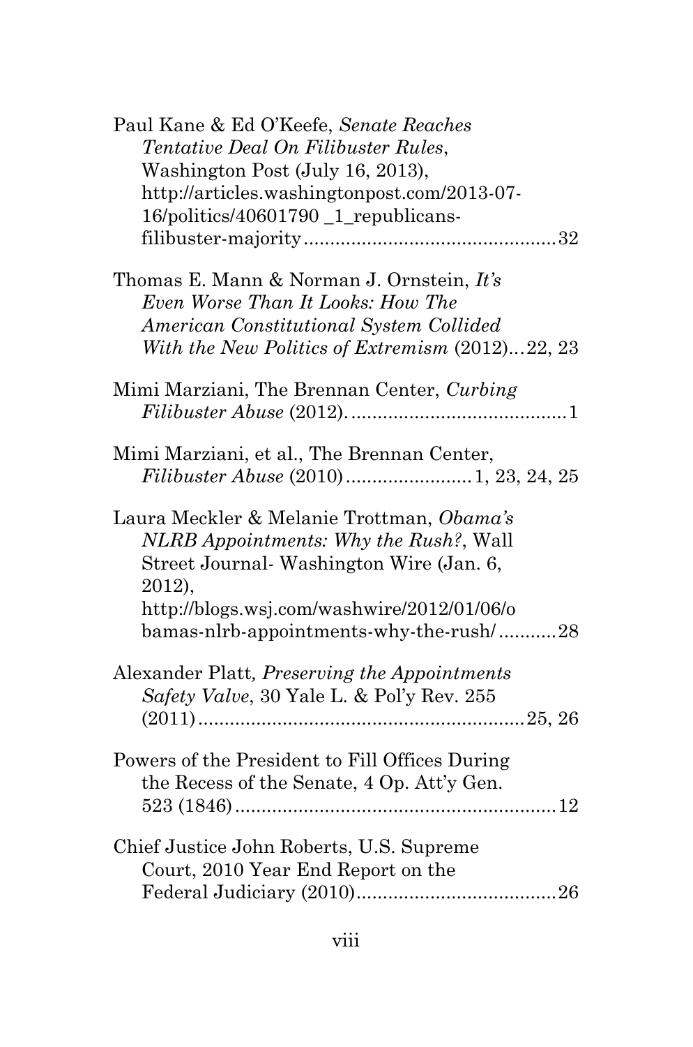Paul Kane & Ed O'Keefe, *Senate Reaches Tentative Deal On Filibuster Rules*, Washington Post (July 16, 2013), http://articles.washingtonpost.com/2013-07-16/politics/40601790 _1_republicans-filibuster-majority................................................32

Thomas E. Mann & Norman J. Ornstein, *It's Even Worse Than It Looks: How The American Constitutional System Collided With the New Politics of Extremism* (2012)...22, 23

Mimi Marziani, The Brennan Center, *Curbing Filibuster Abuse* (2012).........................................1

Mimi Marziani, et al., The Brennan Center, *Filibuster Abuse* (2010)........................1, 23, 24, 25

Laura Meckler & Melanie Trottman, *Obama's NLRB Appointments: Why the Rush?*, Wall Street Journal- Washington Wire (Jan. 6, 2012), http://blogs.wsj.com/washwire/2012/01/06/obamas-nlrb-appointments-why-the-rush/...........28

Alexander Platt, *Preserving the Appointments Safety Valve*, 30 Yale L. & Pol'y Rev. 255 (2011)...............................................................25, 26

Powers of the President to Fill Offices During the Recess of the Senate, 4 Op. Att'y Gen. 523 (1846).............................................................12

Chief Justice John Roberts, U.S. Supreme Court, 2010 Year End Report on the Federal Judiciary (2010)......................................26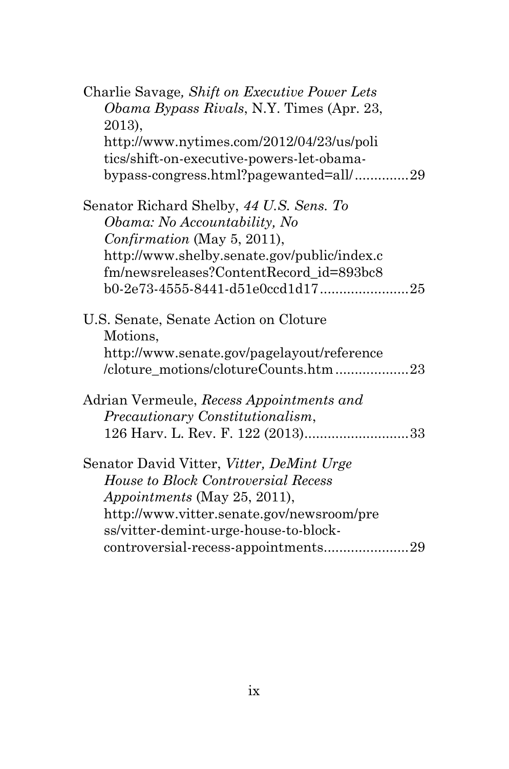Charlie Savage*, Shift on Executive Power Lets Obama Bypass Rivals*, N.Y. Times (Apr. 23, 2013), http://www.nytimes.com/2012/04/23/us/politics/shift-on-executive-powers-let-obama-bypass-congress.html?pagewanted=all/..............29

Senator Richard Shelby, *44 U.S. Sens. To Obama: No Accountability, No Confirmation* (May 5, 2011), http://www.shelby.senate.gov/public/index.cfm/newsreleases?ContentRecord_id=893bc8b0-2e73-4555-8441-d51e0ccd1d17.......................25

U.S. Senate, Senate Action on Cloture Motions, http://www.senate.gov/pagelayout/reference/cloture_motions/clotureCounts.htm...................23

Adrian Vermeule, *Recess Appointments and Precautionary Constitutionalism*, 126 Harv. L. Rev. F. 122 (2013)...........................33

Senator David Vitter, *Vitter, DeMint Urge House to Block Controversial Recess Appointments* (May 25, 2011), http://www.vitter.senate.gov/newsroom/press/vitter-demint-urge-house-to-block-controversial-recess-appointments......................29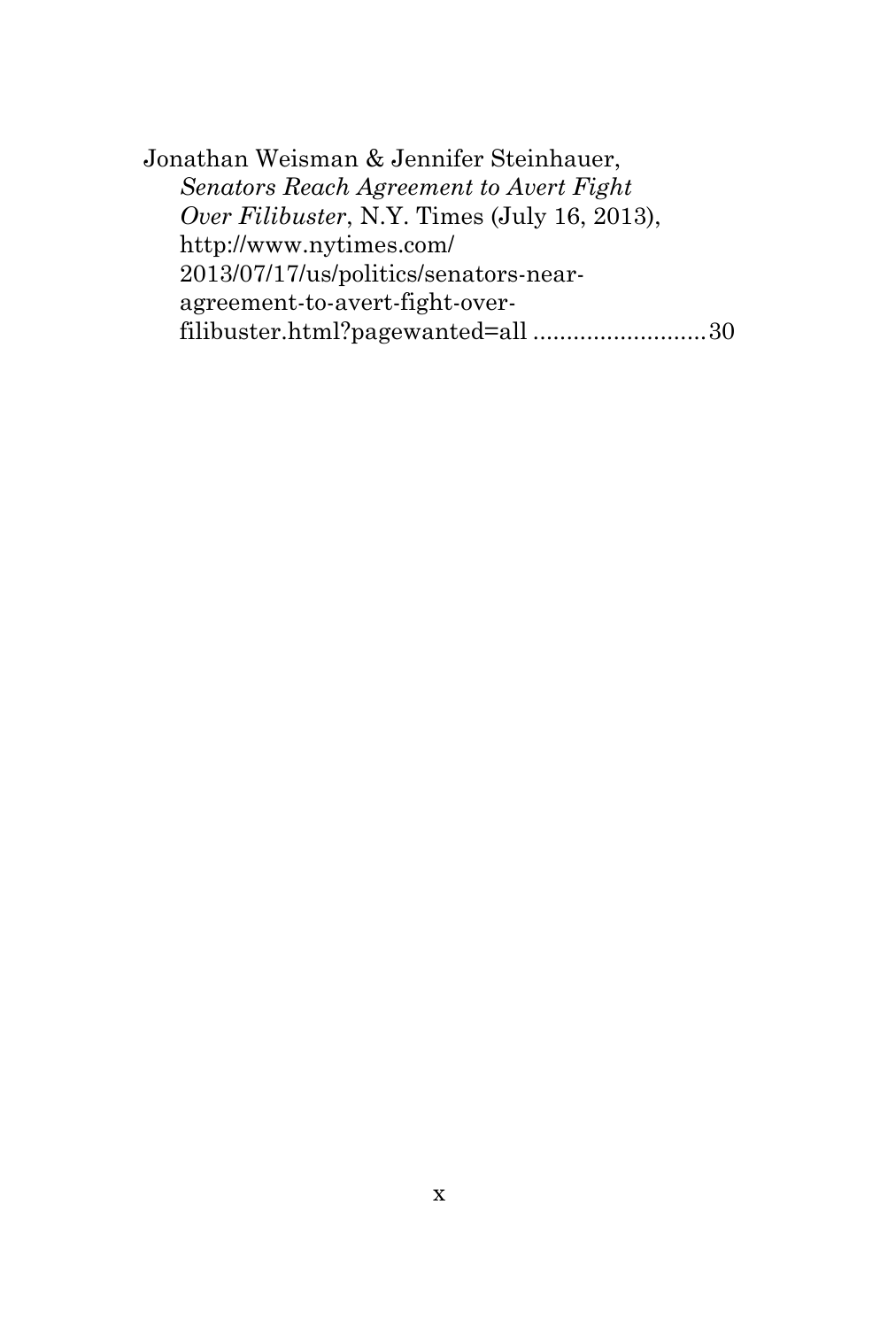Jonathan Weisman & Jennifer Steinhauer, *Senators Reach Agreement to Avert Fight Over Filibuster*, N.Y. Times (July 16, 2013), http://www.nytimes.com/2013/07/17/us/politics/senators-near-agreement-to-avert-fight-over-filibuster.html?pagewanted=all ..........................30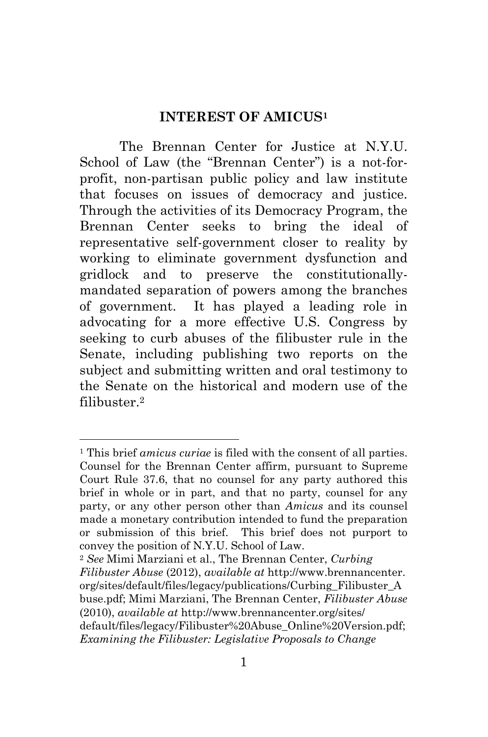## INTEREST OF AMICUS[1]

The Brennan Center for Justice at N.Y.U. School of Law (the "Brennan Center") is a not-for-profit, non-partisan public policy and law institute that focuses on issues of democracy and justice. Through the activities of its Democracy Program, the Brennan Center seeks to bring the ideal of representative self-government closer to reality by working to eliminate government dysfunction and gridlock and to preserve the constitutionally-mandated separation of powers among the branches of government. It has played a leading role in advocating for a more effective U.S. Congress by seeking to curb abuses of the filibuster rule in the Senate, including publishing two reports on the subject and submitting written and oral testimony to the Senate on the historical and modern use of the filibuster.[2]

---

[1] This brief *amicus curiae* is filed with the consent of all parties. Counsel for the Brennan Center affirm, pursuant to Supreme Court Rule 37.6, that no counsel for any party authored this brief in whole or in part, and that no party, counsel for any party, or any other person other than *Amicus* and its counsel made a monetary contribution intended to fund the preparation or submission of this brief. This brief does not purport to convey the position of N.Y.U. School of Law.

[2] *See* Mimi Marziani et al., The Brennan Center, *Curbing Filibuster Abuse* (2012), *available at* http://www.brennancenter.org/sites/default/files/legacy/publications/Curbing_Filibuster_Abuse.pdf; Mimi Marziani, The Brennan Center, *Filibuster Abuse* (2010), *available at* http://www.brennancenter.org/sites/default/files/legacy/Filibuster%20Abuse_Online%20Version.pdf; *Examining the Filibuster: Legislative Proposals to Change*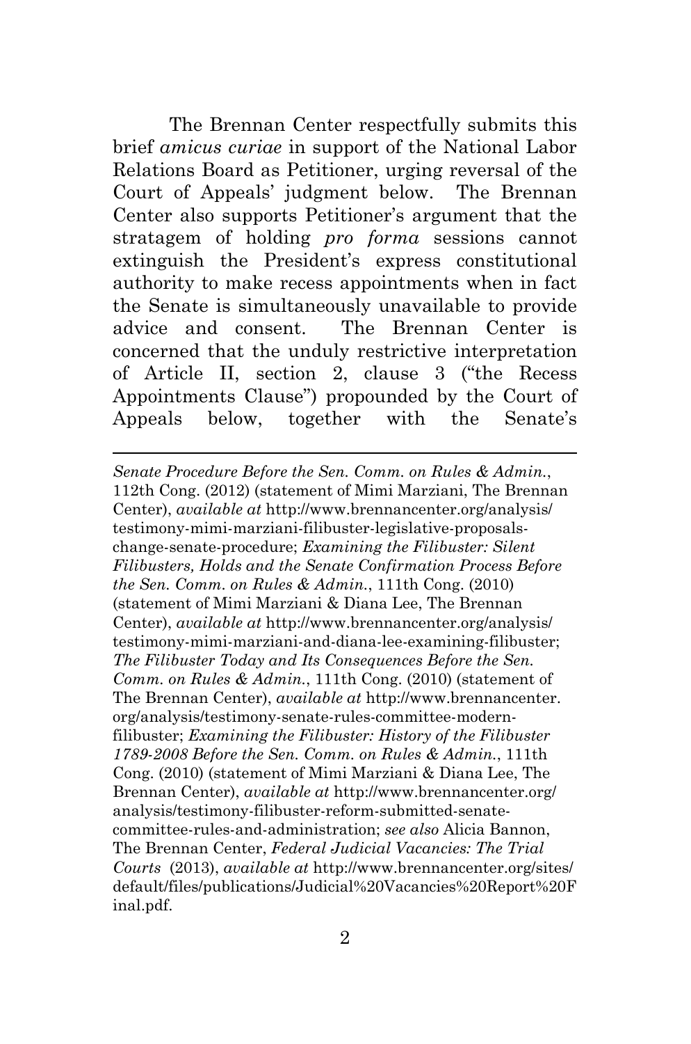The Brennan Center respectfully submits this brief *amicus curiae* in support of the National Labor Relations Board as Petitioner, urging reversal of the Court of Appeals' judgment below. The Brennan Center also supports Petitioner's argument that the stratagem of holding *pro forma* sessions cannot extinguish the President's express constitutional authority to make recess appointments when in fact the Senate is simultaneously unavailable to provide advice and consent. The Brennan Center is concerned that the unduly restrictive interpretation of Article II, section 2, clause 3 ("the Recess Appointments Clause") propounded by the Court of Appeals below, together with the Senate's

---

*Senate Procedure Before the Sen. Comm. on Rules & Admin.*, 112th Cong. (2012) (statement of Mimi Marziani, The Brennan Center), *available at* http://www.brennancenter.org/analysis/testimony-mimi-marziani-filibuster-legislative-proposals-change-senate-procedure; *Examining the Filibuster: Silent Filibusters, Holds and the Senate Confirmation Process Before the Sen. Comm. on Rules & Admin.*, 111th Cong. (2010) (statement of Mimi Marziani & Diana Lee, The Brennan Center), *available at* http://www.brennancenter.org/analysis/testimony-mimi-marziani-and-diana-lee-examining-filibuster; *The Filibuster Today and Its Consequences Before the Sen. Comm. on Rules & Admin.*, 111th Cong. (2010) (statement of The Brennan Center), *available at* http://www.brennancenter.org/analysis/testimony-senate-rules-committee-modern-filibuster; *Examining the Filibuster: History of the Filibuster 1789-2008 Before the Sen. Comm. on Rules & Admin.*, 111th Cong. (2010) (statement of Mimi Marziani & Diana Lee, The Brennan Center), *available at* http://www.brennancenter.org/analysis/testimony-filibuster-reform-submitted-senate-committee-rules-and-administration; *see also* Alicia Bannon, The Brennan Center, *Federal Judicial Vacancies: The Trial Courts* (2013), *available at* http://www.brennancenter.org/sites/default/files/publications/Judicial%20Vacancies%20Report%20Final.pdf.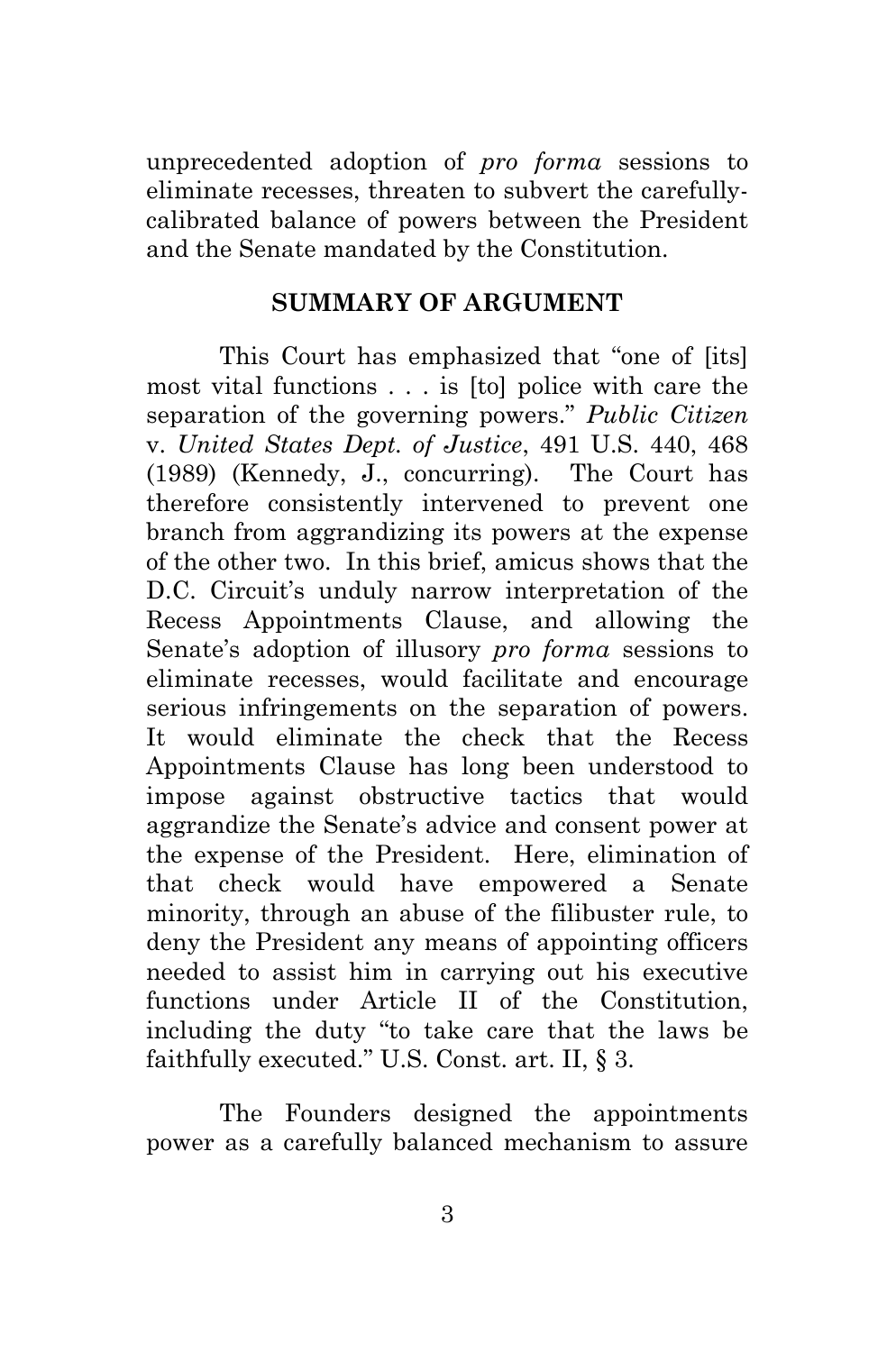unprecedented adoption of *pro forma* sessions to eliminate recesses, threaten to subvert the carefully-calibrated balance of powers between the President and the Senate mandated by the Constitution.

## SUMMARY OF ARGUMENT

This Court has emphasized that "one of [its] most vital functions . . . is [to] police with care the separation of the governing powers." *Public Citizen* v. *United States Dept. of Justice*, 491 U.S. 440, 468 (1989) (Kennedy, J., concurring). The Court has therefore consistently intervened to prevent one branch from aggrandizing its powers at the expense of the other two. In this brief, amicus shows that the D.C. Circuit's unduly narrow interpretation of the Recess Appointments Clause, and allowing the Senate's adoption of illusory *pro forma* sessions to eliminate recesses, would facilitate and encourage serious infringements on the separation of powers. It would eliminate the check that the Recess Appointments Clause has long been understood to impose against obstructive tactics that would aggrandize the Senate's advice and consent power at the expense of the President. Here, elimination of that check would have empowered a Senate minority, through an abuse of the filibuster rule, to deny the President any means of appointing officers needed to assist him in carrying out his executive functions under Article II of the Constitution, including the duty "to take care that the laws be faithfully executed." U.S. Const. art. II, § 3.

The Founders designed the appointments power as a carefully balanced mechanism to assure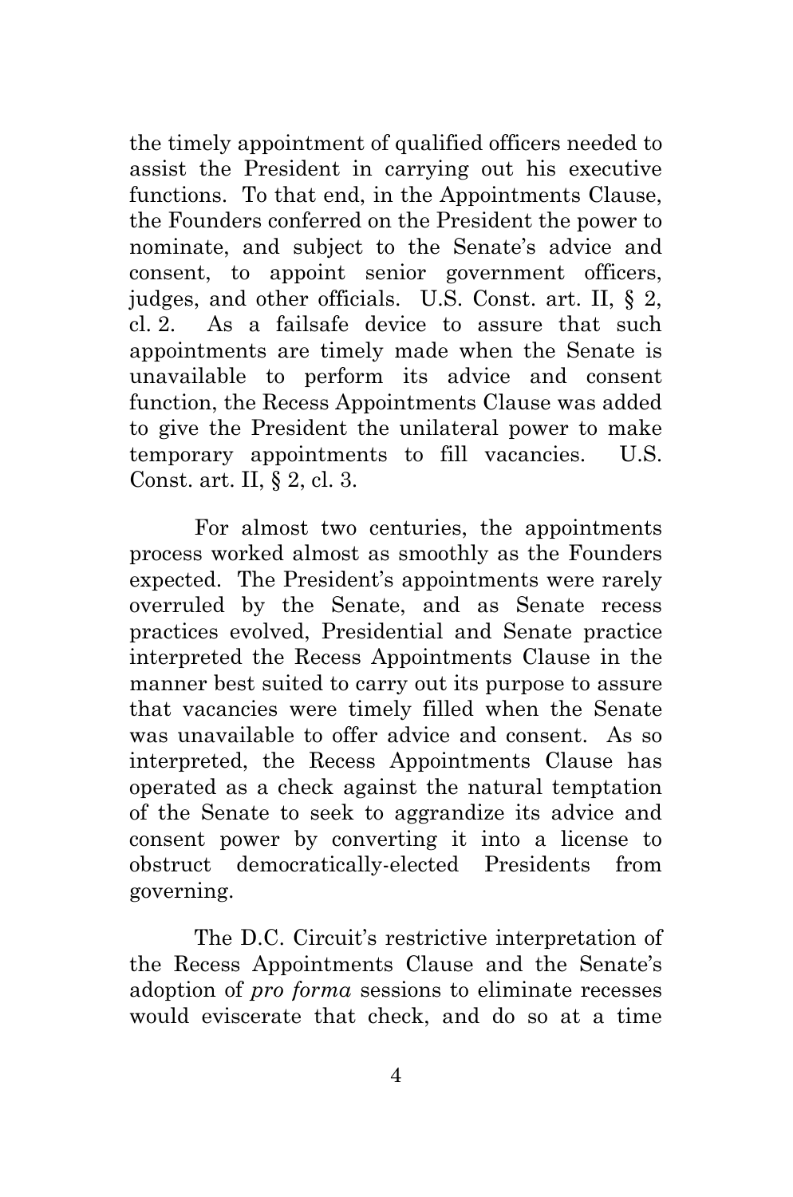the timely appointment of qualified officers needed to assist the President in carrying out his executive functions. To that end, in the Appointments Clause, the Founders conferred on the President the power to nominate, and subject to the Senate's advice and consent, to appoint senior government officers, judges, and other officials. U.S. Const. art. II, § 2, cl. 2. As a failsafe device to assure that such appointments are timely made when the Senate is unavailable to perform its advice and consent function, the Recess Appointments Clause was added to give the President the unilateral power to make temporary appointments to fill vacancies. U.S. Const. art. II, § 2, cl. 3.

For almost two centuries, the appointments process worked almost as smoothly as the Founders expected. The President's appointments were rarely overruled by the Senate, and as Senate recess practices evolved, Presidential and Senate practice interpreted the Recess Appointments Clause in the manner best suited to carry out its purpose to assure that vacancies were timely filled when the Senate was unavailable to offer advice and consent. As so interpreted, the Recess Appointments Clause has operated as a check against the natural temptation of the Senate to seek to aggrandize its advice and consent power by converting it into a license to obstruct democratically-elected Presidents from governing.

The D.C. Circuit's restrictive interpretation of the Recess Appointments Clause and the Senate's adoption of *pro forma* sessions to eliminate recesses would eviscerate that check, and do so at a time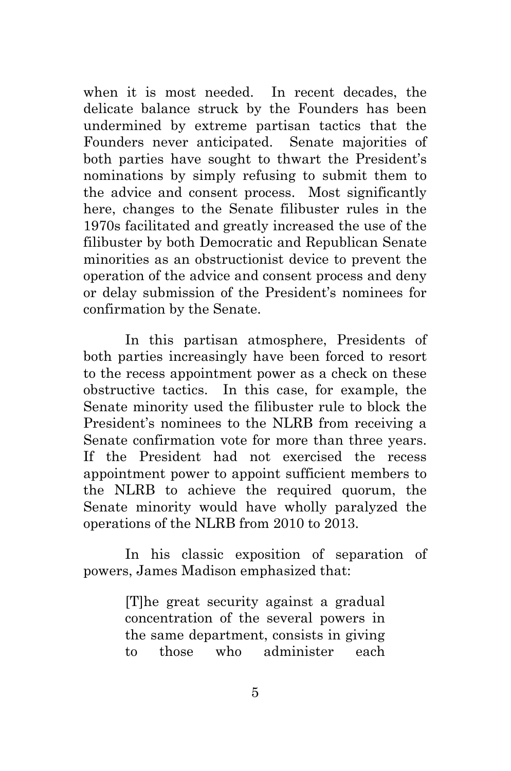when it is most needed. In recent decades, the delicate balance struck by the Founders has been undermined by extreme partisan tactics that the Founders never anticipated. Senate majorities of both parties have sought to thwart the President's nominations by simply refusing to submit them to the advice and consent process. Most significantly here, changes to the Senate filibuster rules in the 1970s facilitated and greatly increased the use of the filibuster by both Democratic and Republican Senate minorities as an obstructionist device to prevent the operation of the advice and consent process and deny or delay submission of the President's nominees for confirmation by the Senate.

In this partisan atmosphere, Presidents of both parties increasingly have been forced to resort to the recess appointment power as a check on these obstructive tactics. In this case, for example, the Senate minority used the filibuster rule to block the President's nominees to the NLRB from receiving a Senate confirmation vote for more than three years. If the President had not exercised the recess appointment power to appoint sufficient members to the NLRB to achieve the required quorum, the Senate minority would have wholly paralyzed the operations of the NLRB from 2010 to 2013.

In his classic exposition of separation of powers, James Madison emphasized that:

> [T]he great security against a gradual concentration of the several powers in the same department, consists in giving to those who administer each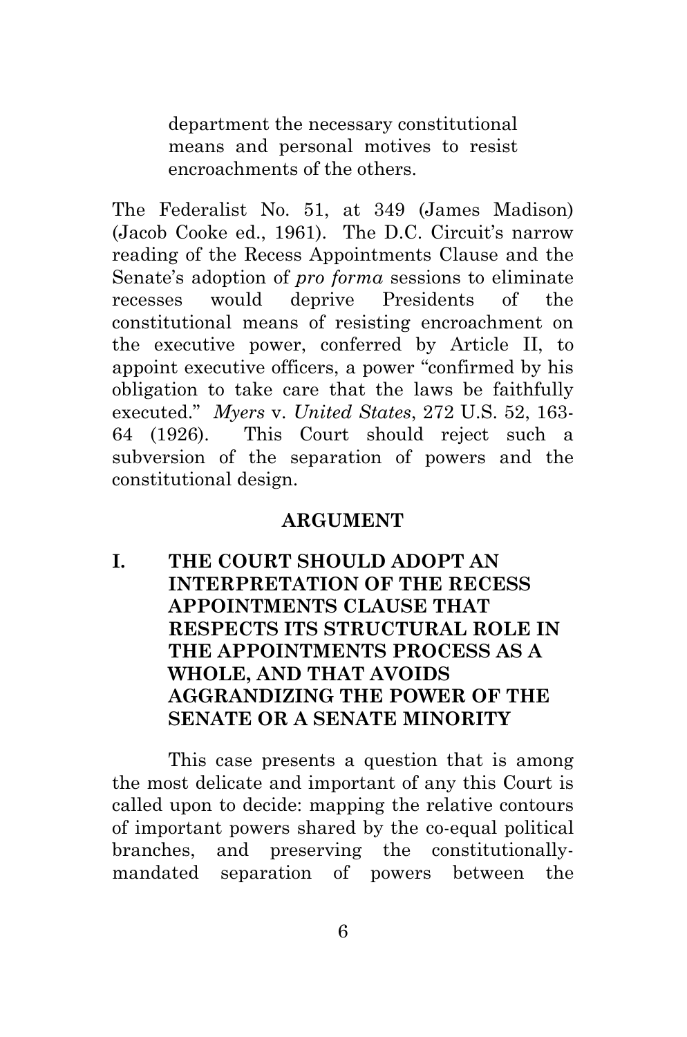> department the necessary constitutional means and personal motives to resist encroachments of the others.

The Federalist No. 51, at 349 (James Madison) (Jacob Cooke ed., 1961). The D.C. Circuit's narrow reading of the Recess Appointments Clause and the Senate's adoption of *pro forma* sessions to eliminate recesses would deprive Presidents of the constitutional means of resisting encroachment on the executive power, conferred by Article II, to appoint executive officers, a power "confirmed by his obligation to take care that the laws be faithfully executed." *Myers* v. *United States*, 272 U.S. 52, 163-64 (1926). This Court should reject such a subversion of the separation of powers and the constitutional design.

## ARGUMENT

### I. THE COURT SHOULD ADOPT AN INTERPRETATION OF THE RECESS APPOINTMENTS CLAUSE THAT RESPECTS ITS STRUCTURAL ROLE IN THE APPOINTMENTS PROCESS AS A WHOLE, AND THAT AVOIDS AGGRANDIZING THE POWER OF THE SENATE OR A SENATE MINORITY

This case presents a question that is among the most delicate and important of any this Court is called upon to decide: mapping the relative contours of important powers shared by the co-equal political branches, and preserving the constitutionally-mandated separation of powers between the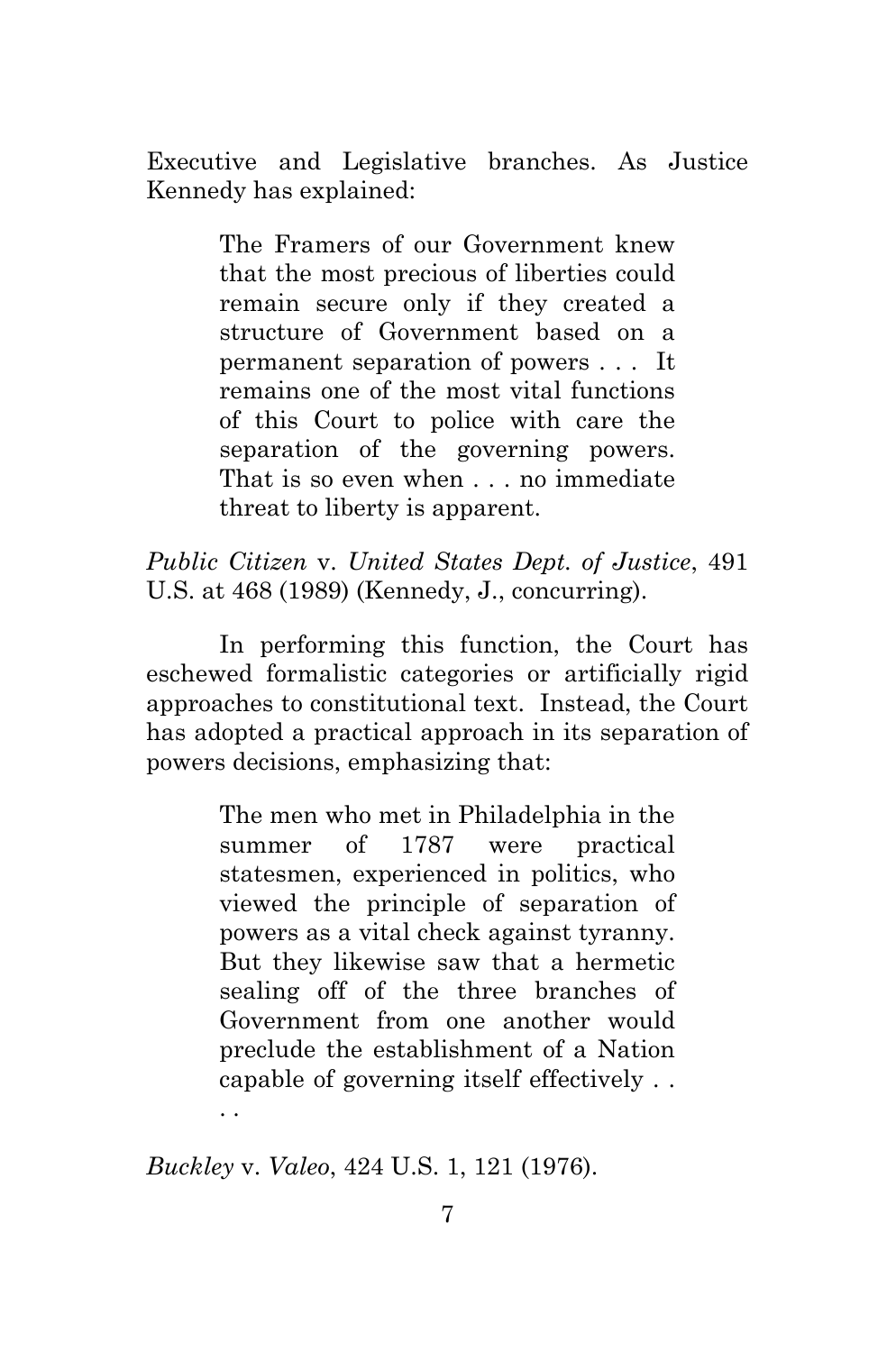Executive and Legislative branches. As Justice Kennedy has explained:

> The Framers of our Government knew that the most precious of liberties could remain secure only if they created a structure of Government based on a permanent separation of powers . . . It remains one of the most vital functions of this Court to police with care the separation of the governing powers. That is so even when . . . no immediate threat to liberty is apparent.

*Public Citizen* v. *United States Dept. of Justice*, 491 U.S. at 468 (1989) (Kennedy, J., concurring).

In performing this function, the Court has eschewed formalistic categories or artificially rigid approaches to constitutional text. Instead, the Court has adopted a practical approach in its separation of powers decisions, emphasizing that:

> The men who met in Philadelphia in the summer of 1787 were practical statesmen, experienced in politics, who viewed the principle of separation of powers as a vital check against tyranny. But they likewise saw that a hermetic sealing off of the three branches of Government from one another would preclude the establishment of a Nation capable of governing itself effectively . . . .

*Buckley* v. *Valeo*, 424 U.S. 1, 121 (1976).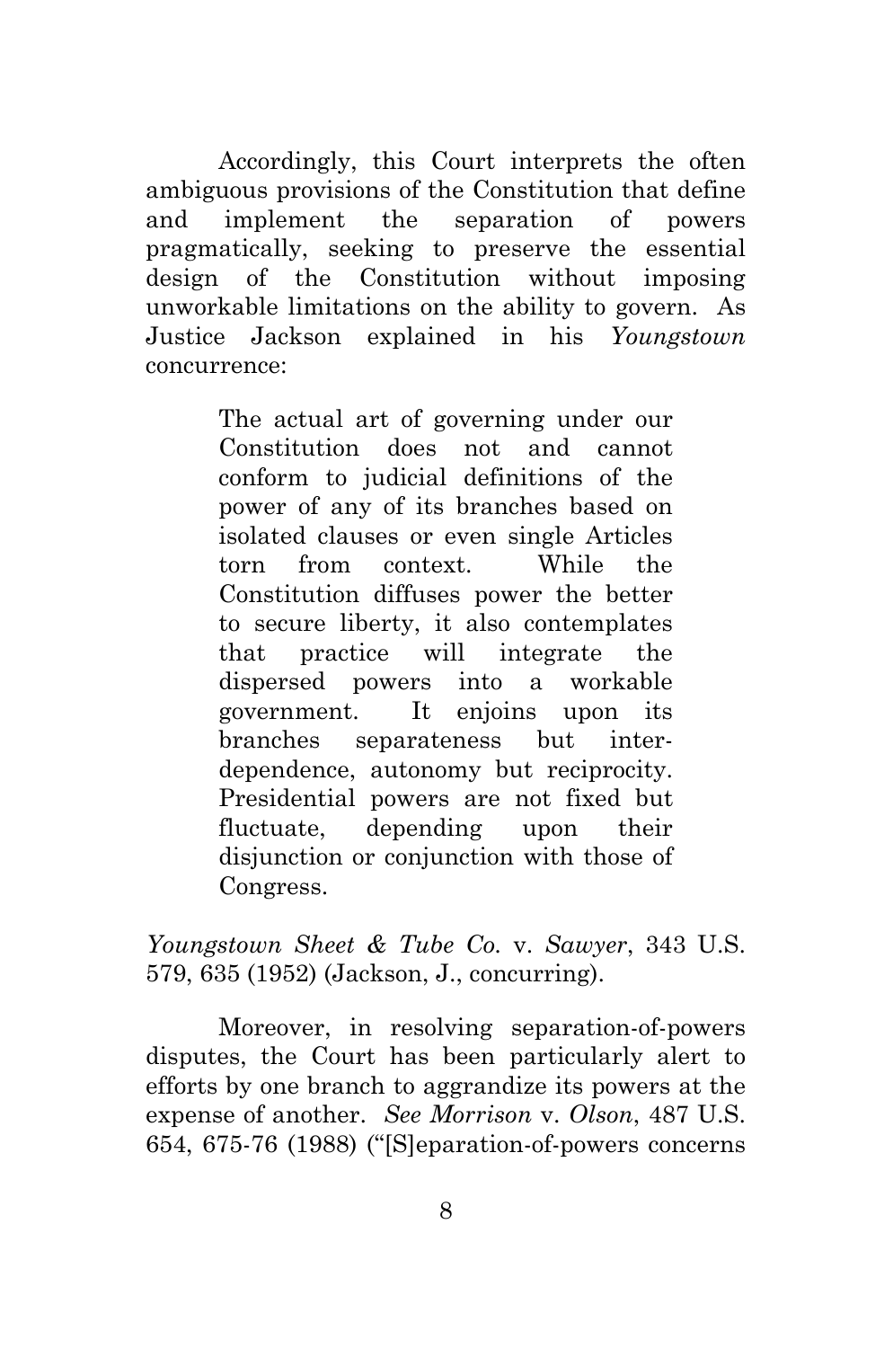Accordingly, this Court interprets the often ambiguous provisions of the Constitution that define and implement the separation of powers pragmatically, seeking to preserve the essential design of the Constitution without imposing unworkable limitations on the ability to govern. As Justice Jackson explained in his *Youngstown* concurrence:

> The actual art of governing under our Constitution does not and cannot conform to judicial definitions of the power of any of its branches based on isolated clauses or even single Articles torn from context. While the Constitution diffuses power the better to secure liberty, it also contemplates that practice will integrate the dispersed powers into a workable government. It enjoins upon its branches separateness but interdependence, autonomy but reciprocity. Presidential powers are not fixed but fluctuate, depending upon their disjunction or conjunction with those of Congress.

*Youngstown Sheet & Tube Co.* v. *Sawyer*, 343 U.S. 579, 635 (1952) (Jackson, J., concurring).

Moreover, in resolving separation-of-powers disputes, the Court has been particularly alert to efforts by one branch to aggrandize its powers at the expense of another. *See Morrison* v. *Olson*, 487 U.S. 654, 675-76 (1988) ("[S]eparation-of-powers concerns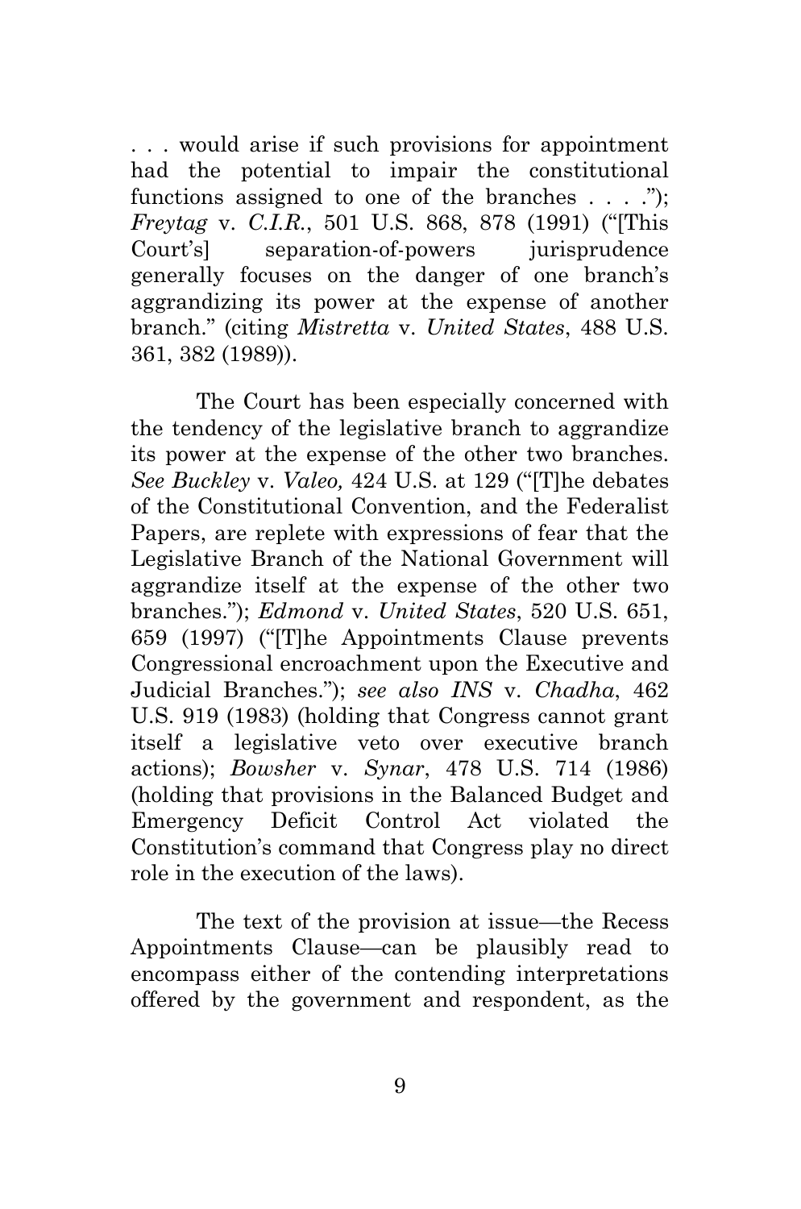. . . would arise if such provisions for appointment had the potential to impair the constitutional functions assigned to one of the branches . . . ."); *Freytag* v. *C.I.R.*, 501 U.S. 868, 878 (1991) ("[This Court's] separation-of-powers jurisprudence generally focuses on the danger of one branch's aggrandizing its power at the expense of another branch." (citing *Mistretta* v. *United States*, 488 U.S. 361, 382 (1989)).

The Court has been especially concerned with the tendency of the legislative branch to aggrandize its power at the expense of the other two branches. *See Buckley* v. *Valeo,* 424 U.S. at 129 ("[T]he debates of the Constitutional Convention, and the Federalist Papers, are replete with expressions of fear that the Legislative Branch of the National Government will aggrandize itself at the expense of the other two branches."); *Edmond* v. *United States*, 520 U.S. 651, 659 (1997) ("[T]he Appointments Clause prevents Congressional encroachment upon the Executive and Judicial Branches."); *see also INS* v. *Chadha*, 462 U.S. 919 (1983) (holding that Congress cannot grant itself a legislative veto over executive branch actions); *Bowsher* v. *Synar*, 478 U.S. 714 (1986) (holding that provisions in the Balanced Budget and Emergency Deficit Control Act violated the Constitution's command that Congress play no direct role in the execution of the laws).

The text of the provision at issue—the Recess Appointments Clause—can be plausibly read to encompass either of the contending interpretations offered by the government and respondent, as the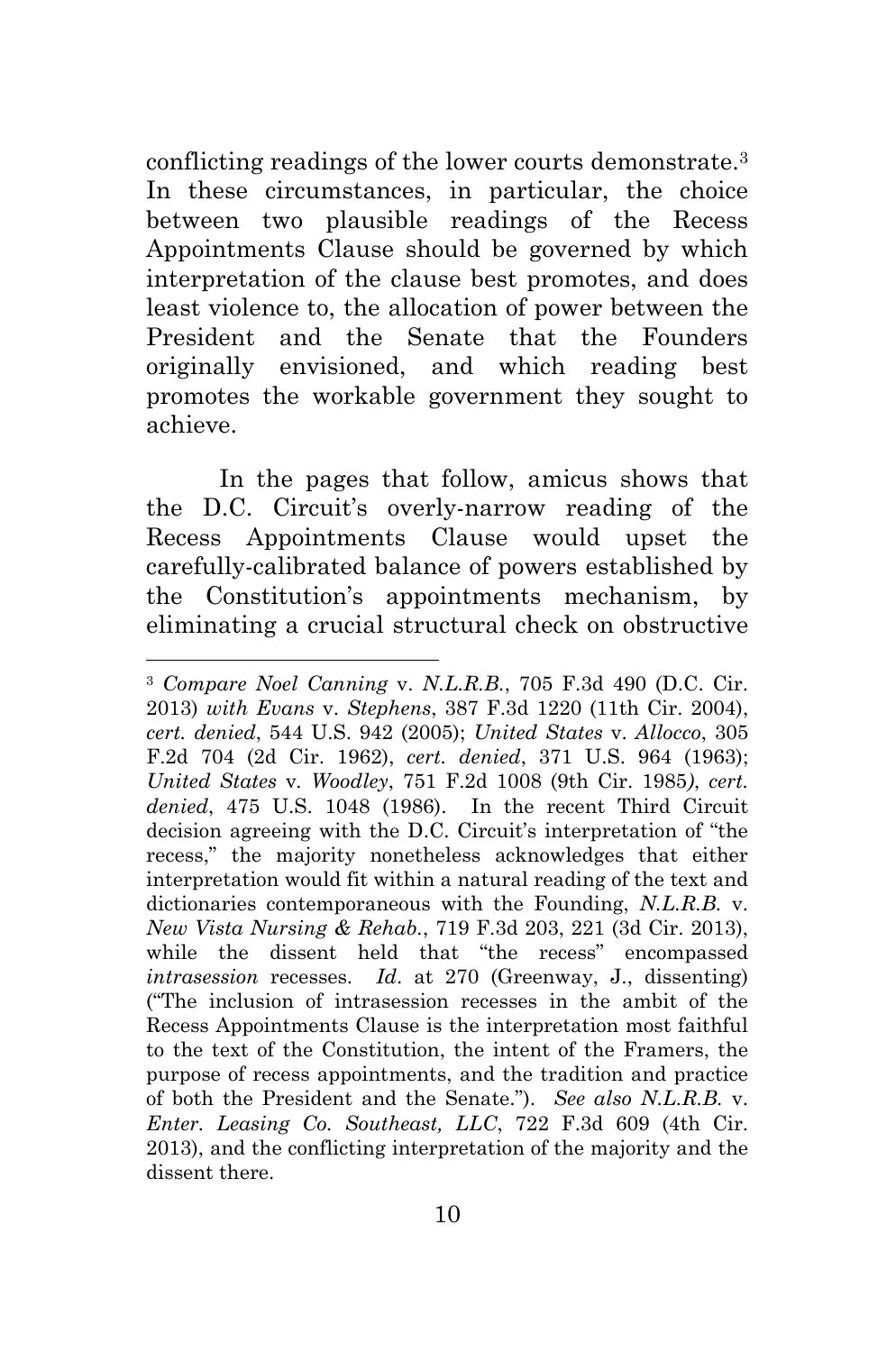conflicting readings of the lower courts demonstrate.[3] In these circumstances, in particular, the choice between two plausible readings of the Recess Appointments Clause should be governed by which interpretation of the clause best promotes, and does least violence to, the allocation of power between the President and the Senate that the Founders originally envisioned, and which reading best promotes the workable government they sought to achieve.

In the pages that follow, amicus shows that the D.C. Circuit's overly-narrow reading of the Recess Appointments Clause would upset the carefully-calibrated balance of powers established by the Constitution's appointments mechanism, by eliminating a crucial structural check on obstructive

---

[3] *Compare Noel Canning* v. *N.L.R.B.*, 705 F.3d 490 (D.C. Cir. 2013) *with Evans* v. *Stephens*, 387 F.3d 1220 (11th Cir. 2004), *cert. denied*, 544 U.S. 942 (2005); *United States* v. *Allocco*, 305 F.2d 704 (2d Cir. 1962), *cert. denied*, 371 U.S. 964 (1963); *United States* v. *Woodley*, 751 F.2d 1008 (9th Cir. 1985), *cert. denied*, 475 U.S. 1048 (1986). In the recent Third Circuit decision agreeing with the D.C. Circuit's interpretation of "the recess," the majority nonetheless acknowledges that either interpretation would fit within a natural reading of the text and dictionaries contemporaneous with the Founding, *N.L.R.B.* v. *New Vista Nursing & Rehab.*, 719 F.3d 203, 221 (3d Cir. 2013), while the dissent held that "the recess" encompassed *intrasession* recesses. *Id*. at 270 (Greenway, J., dissenting) ("The inclusion of intrasession recesses in the ambit of the Recess Appointments Clause is the interpretation most faithful to the text of the Constitution, the intent of the Framers, the purpose of recess appointments, and the tradition and practice of both the President and the Senate."). *See also N.L.R.B.* v. *Enter. Leasing Co. Southeast, LLC*, 722 F.3d 609 (4th Cir. 2013), and the conflicting interpretation of the majority and the dissent there.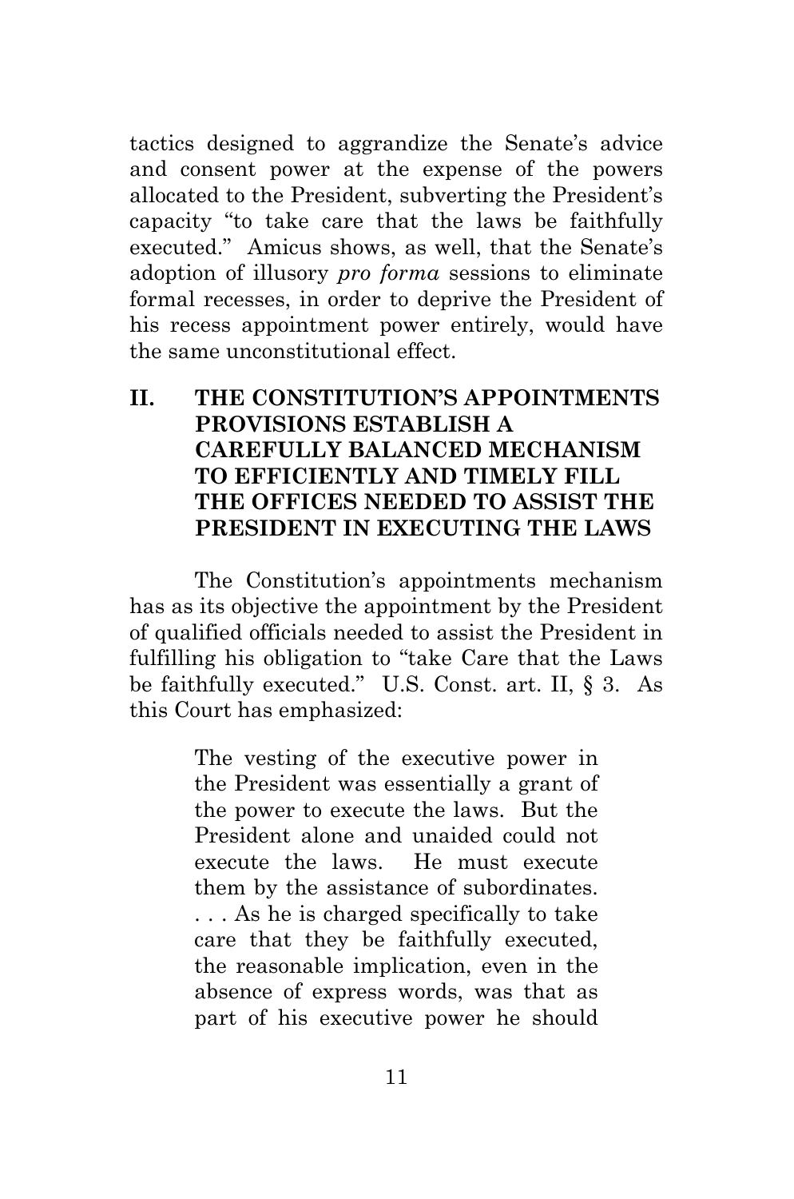tactics designed to aggrandize the Senate's advice and consent power at the expense of the powers allocated to the President, subverting the President's capacity "to take care that the laws be faithfully executed." Amicus shows, as well, that the Senate's adoption of illusory *pro forma* sessions to eliminate formal recesses, in order to deprive the President of his recess appointment power entirely, would have the same unconstitutional effect.

## II. THE CONSTITUTION'S APPOINTMENTS PROVISIONS ESTABLISH A CAREFULLY BALANCED MECHANISM TO EFFICIENTLY AND TIMELY FILL THE OFFICES NEEDED TO ASSIST THE PRESIDENT IN EXECUTING THE LAWS

The Constitution's appointments mechanism has as its objective the appointment by the President of qualified officials needed to assist the President in fulfilling his obligation to "take Care that the Laws be faithfully executed." U.S. Const. art. II, § 3. As this Court has emphasized:

> The vesting of the executive power in the President was essentially a grant of the power to execute the laws. But the President alone and unaided could not execute the laws. He must execute them by the assistance of subordinates. . . . As he is charged specifically to take care that they be faithfully executed, the reasonable implication, even in the absence of express words, was that as part of his executive power he should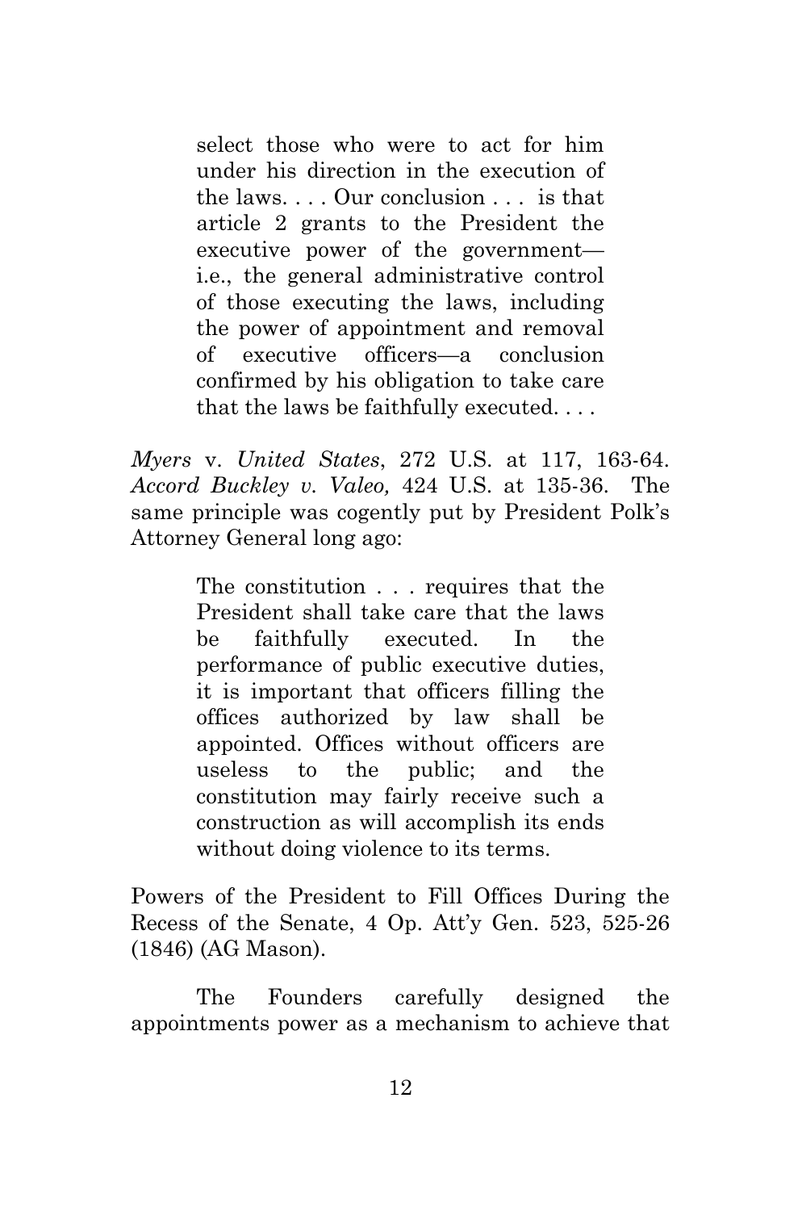> select those who were to act for him under his direction in the execution of the laws. . . . Our conclusion . . . is that article 2 grants to the President the executive power of the government—i.e., the general administrative control of those executing the laws, including the power of appointment and removal of executive officers—a conclusion confirmed by his obligation to take care that the laws be faithfully executed. . . .

*Myers* v. *United States*, 272 U.S. at 117, 163-64. *Accord Buckley v. Valeo,* 424 U.S. at 135-36. The same principle was cogently put by President Polk's Attorney General long ago:

> The constitution . . . requires that the President shall take care that the laws be faithfully executed. In the performance of public executive duties, it is important that officers filling the offices authorized by law shall be appointed. Offices without officers are useless to the public; and the constitution may fairly receive such a construction as will accomplish its ends without doing violence to its terms.

Powers of the President to Fill Offices During the Recess of the Senate, 4 Op. Att'y Gen. 523, 525-26 (1846) (AG Mason).

The Founders carefully designed the appointments power as a mechanism to achieve that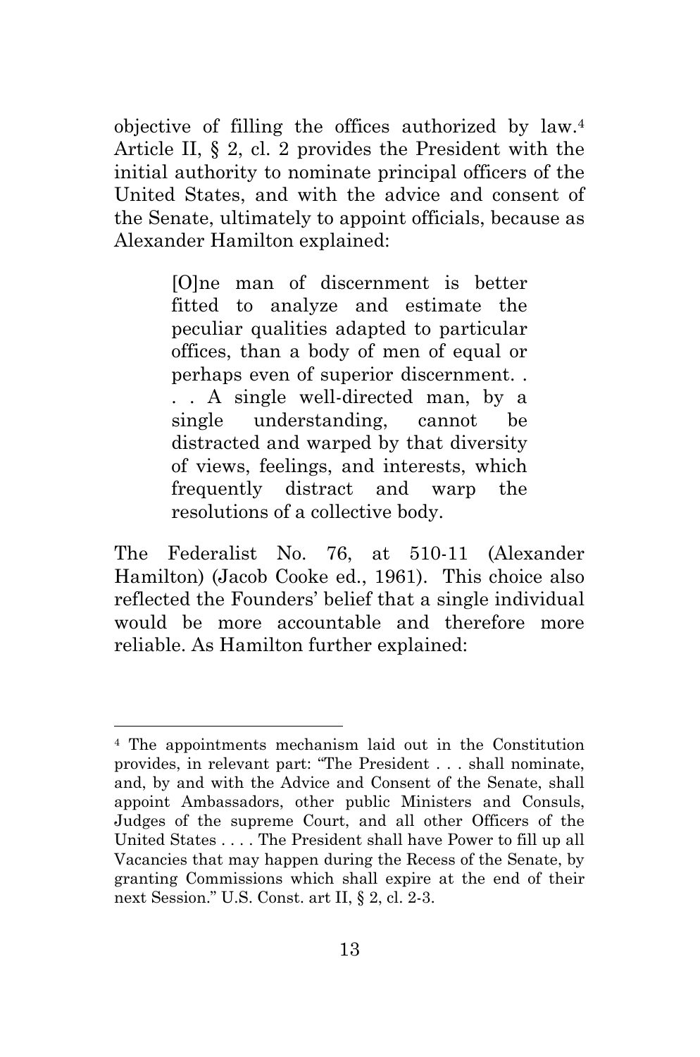objective of filling the offices authorized by law.[4] Article II, § 2, cl. 2 provides the President with the initial authority to nominate principal officers of the United States, and with the advice and consent of the Senate, ultimately to appoint officials, because as Alexander Hamilton explained:

> [O]ne man of discernment is better fitted to analyze and estimate the peculiar qualities adapted to particular offices, than a body of men of equal or perhaps even of superior discernment. . . . A single well-directed man, by a single understanding, cannot be distracted and warped by that diversity of views, feelings, and interests, which frequently distract and warp the resolutions of a collective body.

The Federalist No. 76, at 510-11 (Alexander Hamilton) (Jacob Cooke ed., 1961). This choice also reflected the Founders' belief that a single individual would be more accountable and therefore more reliable. As Hamilton further explained:

---

[4] The appointments mechanism laid out in the Constitution provides, in relevant part: "The President . . . shall nominate, and, by and with the Advice and Consent of the Senate, shall appoint Ambassadors, other public Ministers and Consuls, Judges of the supreme Court, and all other Officers of the United States . . . . The President shall have Power to fill up all Vacancies that may happen during the Recess of the Senate, by granting Commissions which shall expire at the end of their next Session." U.S. Const. art II, § 2, cl. 2-3.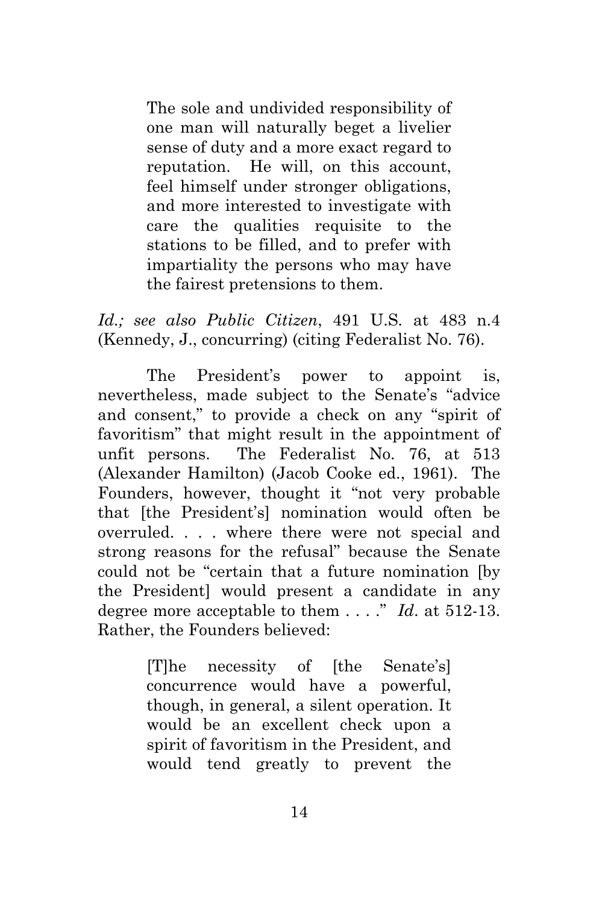> The sole and undivided responsibility of one man will naturally beget a livelier sense of duty and a more exact regard to reputation. He will, on this account, feel himself under stronger obligations, and more interested to investigate with care the qualities requisite to the stations to be filled, and to prefer with impartiality the persons who may have the fairest pretensions to them.

*Id.; see also Public Citizen*, 491 U.S. at 483 n.4 (Kennedy, J., concurring) (citing Federalist No. 76).

The President's power to appoint is, nevertheless, made subject to the Senate's "advice and consent," to provide a check on any "spirit of favoritism" that might result in the appointment of unfit persons. The Federalist No. 76, at 513 (Alexander Hamilton) (Jacob Cooke ed., 1961). The Founders, however, thought it "not very probable that [the President's] nomination would often be overruled. . . . where there were not special and strong reasons for the refusal" because the Senate could not be "certain that a future nomination [by the President] would present a candidate in any degree more acceptable to them . . . ." *Id*. at 512-13. Rather, the Founders believed:

> [T]he necessity of [the Senate's] concurrence would have a powerful, though, in general, a silent operation. It would be an excellent check upon a spirit of favoritism in the President, and would tend greatly to prevent the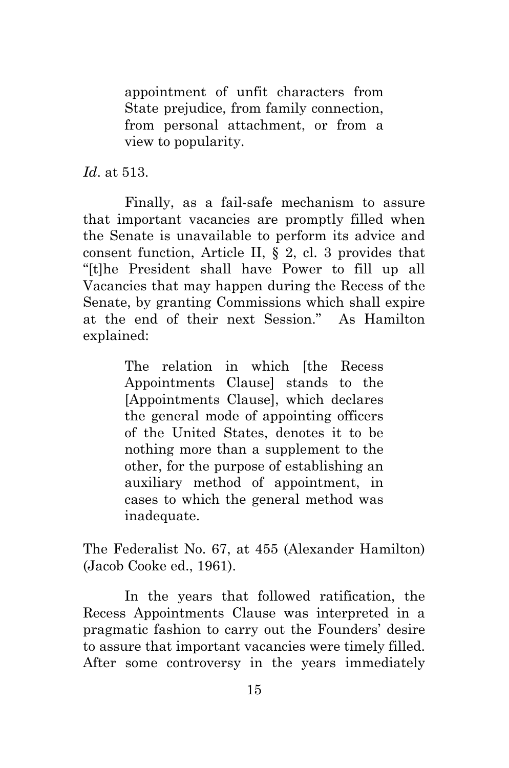> appointment of unfit characters from State prejudice, from family connection, from personal attachment, or from a view to popularity.

*Id*. at 513.

Finally, as a fail-safe mechanism to assure that important vacancies are promptly filled when the Senate is unavailable to perform its advice and consent function, Article II, § 2, cl. 3 provides that "[t]he President shall have Power to fill up all Vacancies that may happen during the Recess of the Senate, by granting Commissions which shall expire at the end of their next Session." As Hamilton explained:

> The relation in which [the Recess Appointments Clause] stands to the [Appointments Clause], which declares the general mode of appointing officers of the United States, denotes it to be nothing more than a supplement to the other, for the purpose of establishing an auxiliary method of appointment, in cases to which the general method was inadequate.

The Federalist No. 67, at 455 (Alexander Hamilton) (Jacob Cooke ed., 1961).

In the years that followed ratification, the Recess Appointments Clause was interpreted in a pragmatic fashion to carry out the Founders' desire to assure that important vacancies were timely filled. After some controversy in the years immediately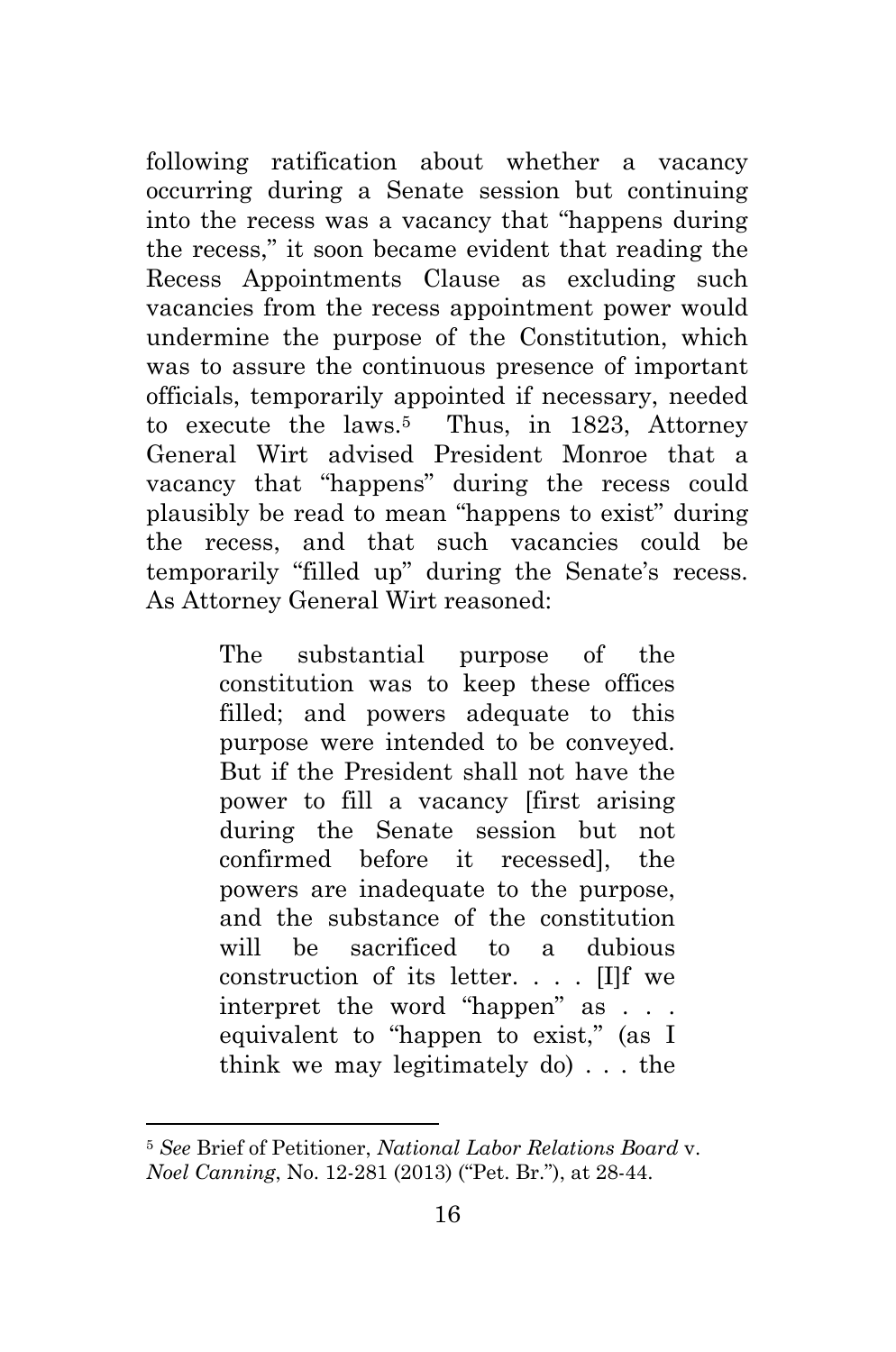following ratification about whether a vacancy occurring during a Senate session but continuing into the recess was a vacancy that "happens during the recess," it soon became evident that reading the Recess Appointments Clause as excluding such vacancies from the recess appointment power would undermine the purpose of the Constitution, which was to assure the continuous presence of important officials, temporarily appointed if necessary, needed to execute the laws.[5] Thus, in 1823, Attorney General Wirt advised President Monroe that a vacancy that "happens" during the recess could plausibly be read to mean "happens to exist" during the recess, and that such vacancies could be temporarily "filled up" during the Senate's recess. As Attorney General Wirt reasoned:

> The substantial purpose of the constitution was to keep these offices filled; and powers adequate to this purpose were intended to be conveyed. But if the President shall not have the power to fill a vacancy [first arising during the Senate session but not confirmed before it recessed], the powers are inadequate to the purpose, and the substance of the constitution will be sacrificed to a dubious construction of its letter. . . . [I]f we interpret the word "happen" as . . . equivalent to "happen to exist," (as I think we may legitimately do) . . . the

---

[5] *See* Brief of Petitioner, *National Labor Relations Board* v. *Noel Canning*, No. 12-281 (2013) ("Pet. Br."), at 28-44.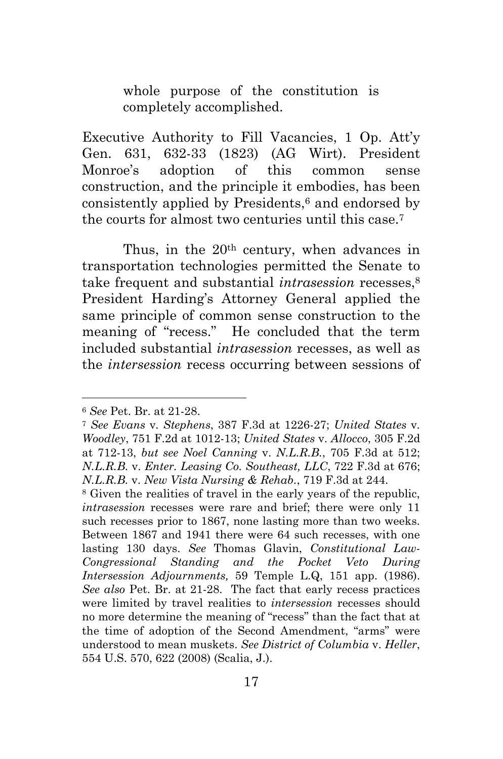whole purpose of the constitution is completely accomplished.

Executive Authority to Fill Vacancies, 1 Op. Att'y Gen. 631, 632-33 (1823) (AG Wirt). President Monroe's adoption of this common sense construction, and the principle it embodies, has been consistently applied by Presidents,[6] and endorsed by the courts for almost two centuries until this case.[7]

Thus, in the 20th century, when advances in transportation technologies permitted the Senate to take frequent and substantial *intrasession* recesses,[8] President Harding's Attorney General applied the same principle of common sense construction to the meaning of "recess." He concluded that the term included substantial *intrasession* recesses, as well as the *intersession* recess occurring between sessions of

---

[6] *See* Pet. Br. at 21-28.

[7] *See Evans* v. *Stephens*, 387 F.3d at 1226-27; *United States* v. *Woodley*, 751 F.2d at 1012-13; *United States* v. *Allocco*, 305 F.2d at 712-13, *but see Noel Canning* v. *N.L.R.B.*, 705 F.3d at 512; *N.L.R.B.* v. *Enter. Leasing Co. Southeast, LLC*, 722 F.3d at 676; *N.L.R.B.* v. *New Vista Nursing & Rehab.*, 719 F.3d at 244.

[8] Given the realities of travel in the early years of the republic, *intrasession* recesses were rare and brief; there were only 11 such recesses prior to 1867, none lasting more than two weeks. Between 1867 and 1941 there were 64 such recesses, with one lasting 130 days. *See* Thomas Glavin, *Constitutional Law-Congressional Standing and the Pocket Veto During Intersession Adjournments,* 59 Temple L.Q, 151 app. (1986). *See also* Pet. Br. at 21-28. The fact that early recess practices were limited by travel realities to *intersession* recesses should no more determine the meaning of "recess" than the fact that at the time of adoption of the Second Amendment, "arms" were understood to mean muskets. *See District of Columbia* v. *Heller*, 554 U.S. 570, 622 (2008) (Scalia, J.).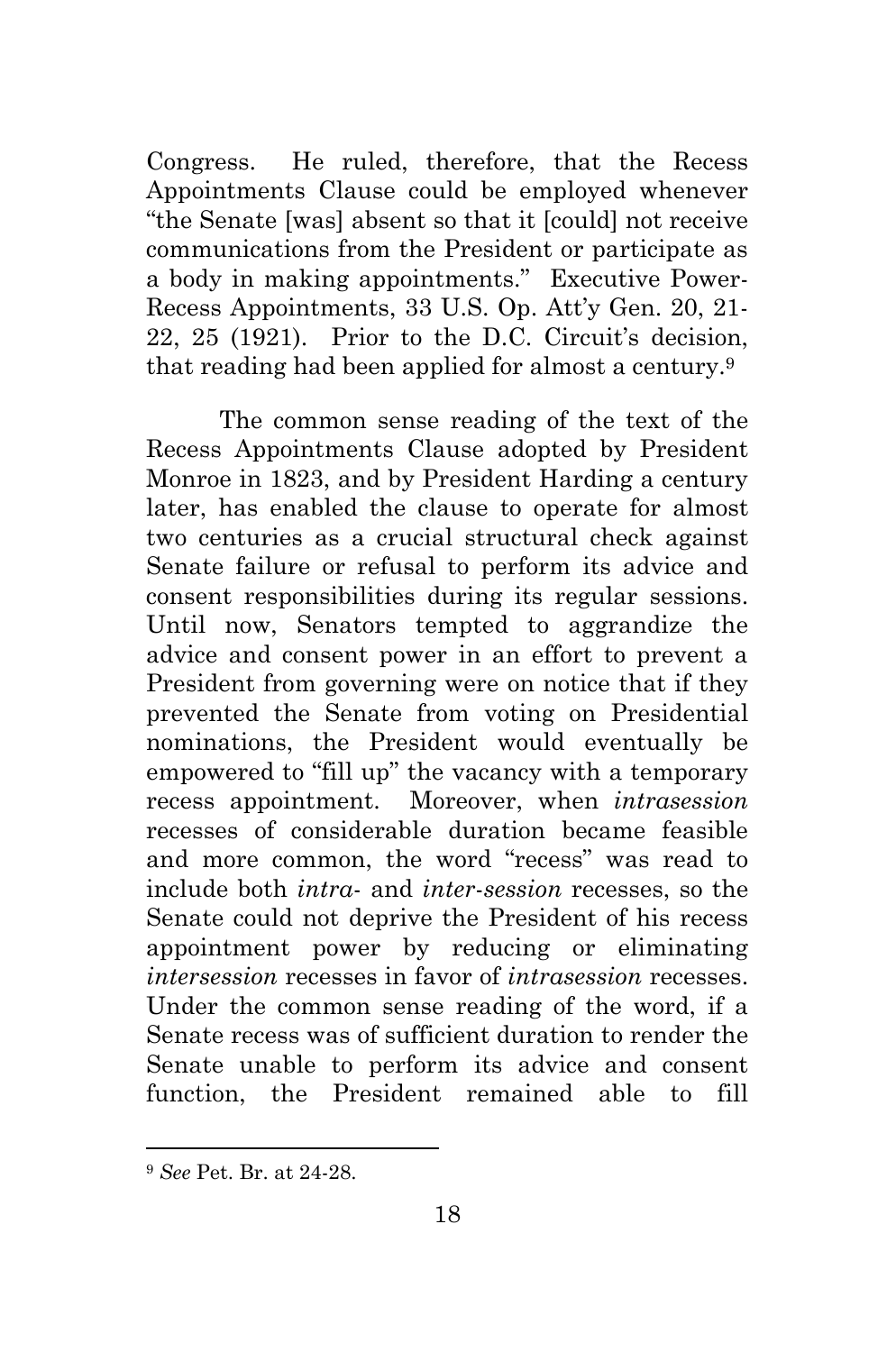Congress. He ruled, therefore, that the Recess Appointments Clause could be employed whenever "the Senate [was] absent so that it [could] not receive communications from the President or participate as a body in making appointments." Executive Power-Recess Appointments, 33 U.S. Op. Att'y Gen. 20, 21-22, 25 (1921). Prior to the D.C. Circuit's decision, that reading had been applied for almost a century.[9]

The common sense reading of the text of the Recess Appointments Clause adopted by President Monroe in 1823, and by President Harding a century later, has enabled the clause to operate for almost two centuries as a crucial structural check against Senate failure or refusal to perform its advice and consent responsibilities during its regular sessions. Until now, Senators tempted to aggrandize the advice and consent power in an effort to prevent a President from governing were on notice that if they prevented the Senate from voting on Presidential nominations, the President would eventually be empowered to "fill up" the vacancy with a temporary recess appointment. Moreover, when *intrasession* recesses of considerable duration became feasible and more common, the word "recess" was read to include both *intra-* and *inter-session* recesses, so the Senate could not deprive the President of his recess appointment power by reducing or eliminating *intersession* recesses in favor of *intrasession* recesses. Under the common sense reading of the word, if a Senate recess was of sufficient duration to render the Senate unable to perform its advice and consent function, the President remained able to fill

[9] *See* Pet. Br. at 24-28.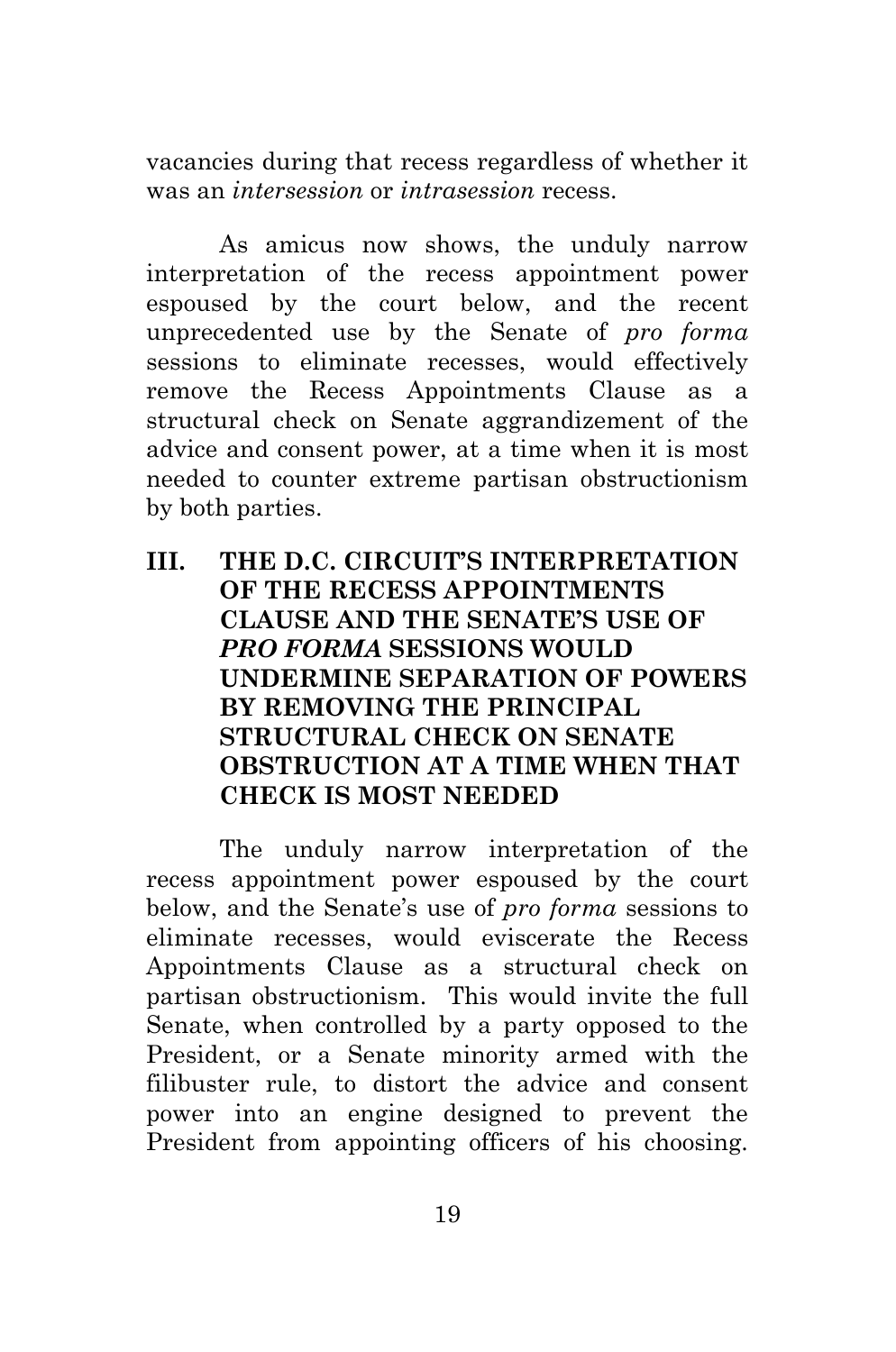vacancies during that recess regardless of whether it was an *intersession* or *intrasession* recess.

As amicus now shows, the unduly narrow interpretation of the recess appointment power espoused by the court below, and the recent unprecedented use by the Senate of *pro forma* sessions to eliminate recesses, would effectively remove the Recess Appointments Clause as a structural check on Senate aggrandizement of the advice and consent power, at a time when it is most needed to counter extreme partisan obstructionism by both parties.

## III. THE D.C. CIRCUIT'S INTERPRETATION OF THE RECESS APPOINTMENTS CLAUSE AND THE SENATE'S USE OF *PRO FORMA* SESSIONS WOULD UNDERMINE SEPARATION OF POWERS BY REMOVING THE PRINCIPAL STRUCTURAL CHECK ON SENATE OBSTRUCTION AT A TIME WHEN THAT CHECK IS MOST NEEDED

The unduly narrow interpretation of the recess appointment power espoused by the court below, and the Senate's use of *pro forma* sessions to eliminate recesses, would eviscerate the Recess Appointments Clause as a structural check on partisan obstructionism. This would invite the full Senate, when controlled by a party opposed to the President, or a Senate minority armed with the filibuster rule, to distort the advice and consent power into an engine designed to prevent the President from appointing officers of his choosing.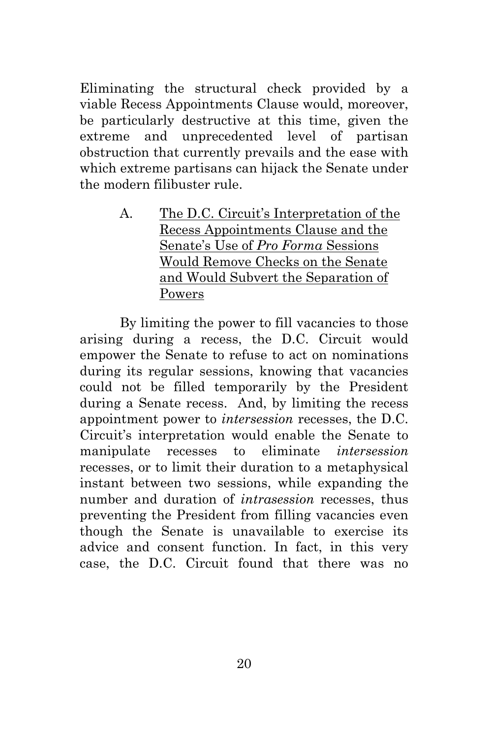Eliminating the structural check provided by a viable Recess Appointments Clause would, moreover, be particularly destructive at this time, given the extreme and unprecedented level of partisan obstruction that currently prevails and the ease with which extreme partisans can hijack the Senate under the modern filibuster rule.

### A. The D.C. Circuit's Interpretation of the Recess Appointments Clause and the Senate's Use of *Pro Forma* Sessions Would Remove Checks on the Senate and Would Subvert the Separation of Powers

By limiting the power to fill vacancies to those arising during a recess, the D.C. Circuit would empower the Senate to refuse to act on nominations during its regular sessions, knowing that vacancies could not be filled temporarily by the President during a Senate recess. And, by limiting the recess appointment power to *intersession* recesses, the D.C. Circuit's interpretation would enable the Senate to manipulate recesses to eliminate *intersession* recesses, or to limit their duration to a metaphysical instant between two sessions, while expanding the number and duration of *intrasession* recesses, thus preventing the President from filling vacancies even though the Senate is unavailable to exercise its advice and consent function. In fact, in this very case, the D.C. Circuit found that there was no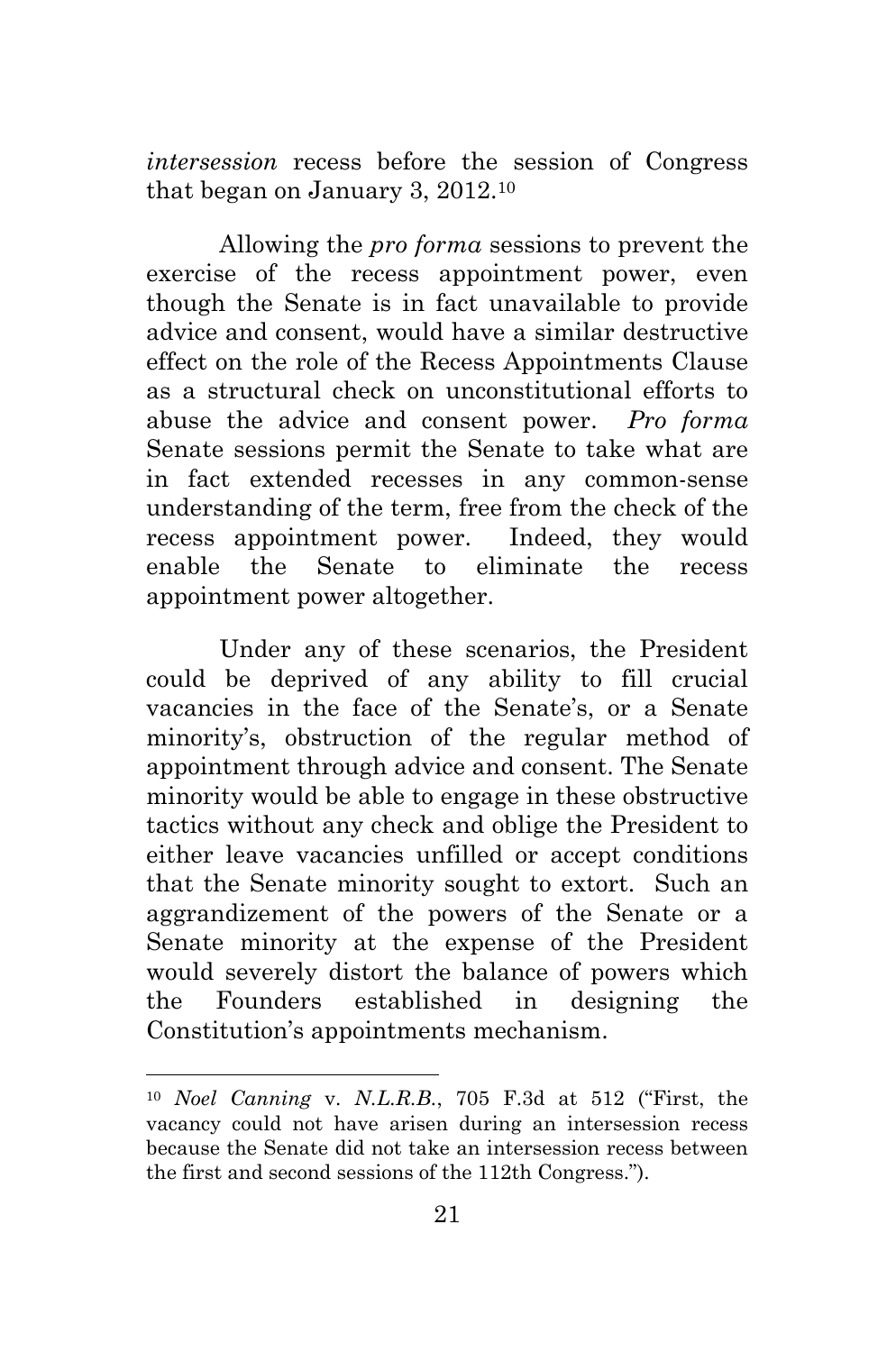*intersession* recess before the session of Congress that began on January 3, 2012.[10]

Allowing the *pro forma* sessions to prevent the exercise of the recess appointment power, even though the Senate is in fact unavailable to provide advice and consent, would have a similar destructive effect on the role of the Recess Appointments Clause as a structural check on unconstitutional efforts to abuse the advice and consent power. *Pro forma* Senate sessions permit the Senate to take what are in fact extended recesses in any common-sense understanding of the term, free from the check of the recess appointment power. Indeed, they would enable the Senate to eliminate the recess appointment power altogether.

Under any of these scenarios, the President could be deprived of any ability to fill crucial vacancies in the face of the Senate's, or a Senate minority's, obstruction of the regular method of appointment through advice and consent. The Senate minority would be able to engage in these obstructive tactics without any check and oblige the President to either leave vacancies unfilled or accept conditions that the Senate minority sought to extort. Such an aggrandizement of the powers of the Senate or a Senate minority at the expense of the President would severely distort the balance of powers which the Founders established in designing the Constitution's appointments mechanism.

---

[10] *Noel Canning* v. *N.L.R.B.*, 705 F.3d at 512 ("First, the vacancy could not have arisen during an intersession recess because the Senate did not take an intersession recess between the first and second sessions of the 112th Congress.").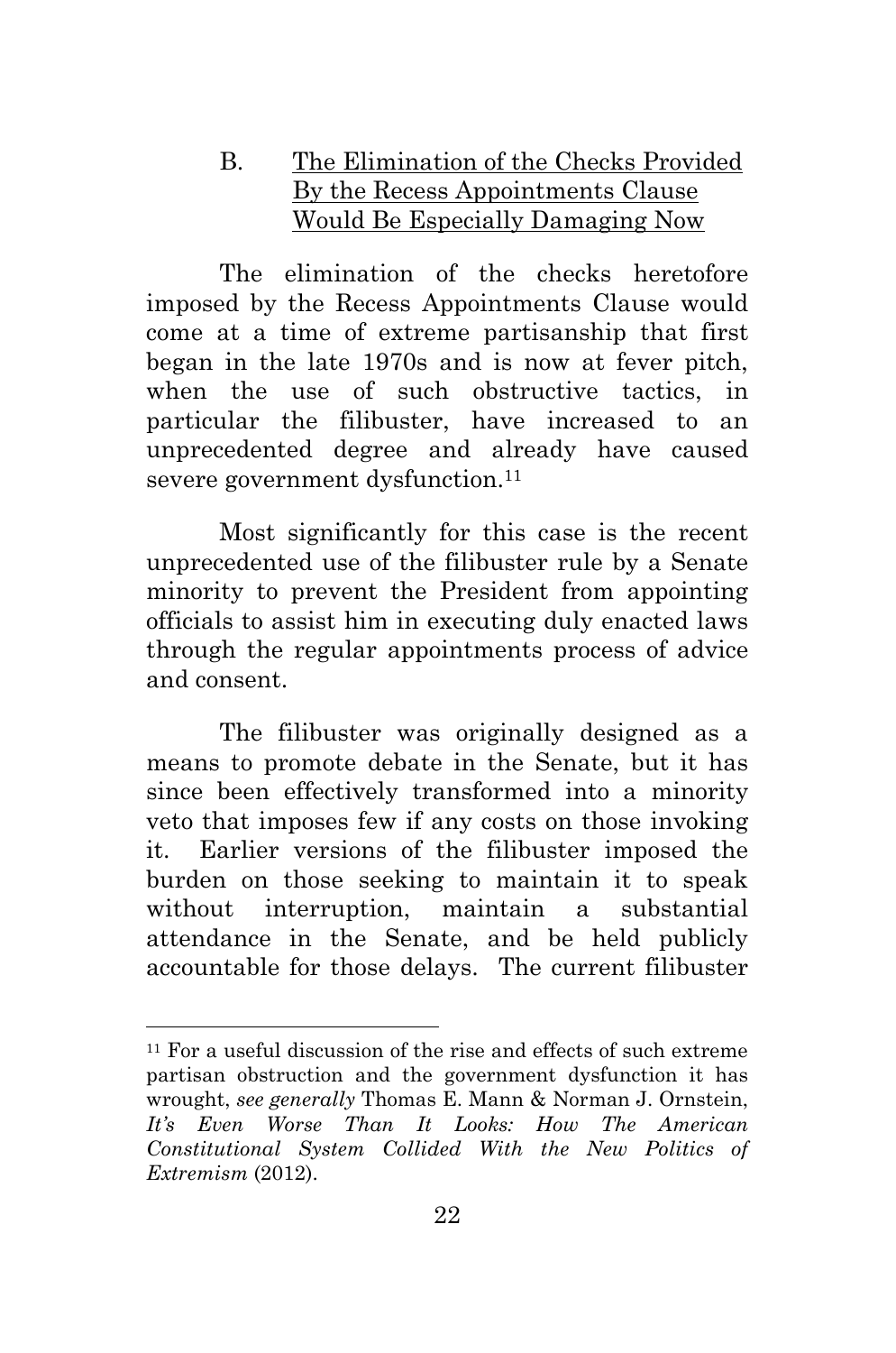### B. <u>The Elimination of the Checks Provided By the Recess Appointments Clause Would Be Especially Damaging Now</u>

The elimination of the checks heretofore imposed by the Recess Appointments Clause would come at a time of extreme partisanship that first began in the late 1970s and is now at fever pitch, when the use of such obstructive tactics, in particular the filibuster, have increased to an unprecedented degree and already have caused severe government dysfunction.[11]

Most significantly for this case is the recent unprecedented use of the filibuster rule by a Senate minority to prevent the President from appointing officials to assist him in executing duly enacted laws through the regular appointments process of advice and consent.

The filibuster was originally designed as a means to promote debate in the Senate, but it has since been effectively transformed into a minority veto that imposes few if any costs on those invoking it. Earlier versions of the filibuster imposed the burden on those seeking to maintain it to speak without interruption, maintain a substantial attendance in the Senate, and be held publicly accountable for those delays. The current filibuster

---

[11] For a useful discussion of the rise and effects of such extreme partisan obstruction and the government dysfunction it has wrought, *see generally* Thomas E. Mann & Norman J. Ornstein, *It's Even Worse Than It Looks: How The American Constitutional System Collided With the New Politics of Extremism* (2012).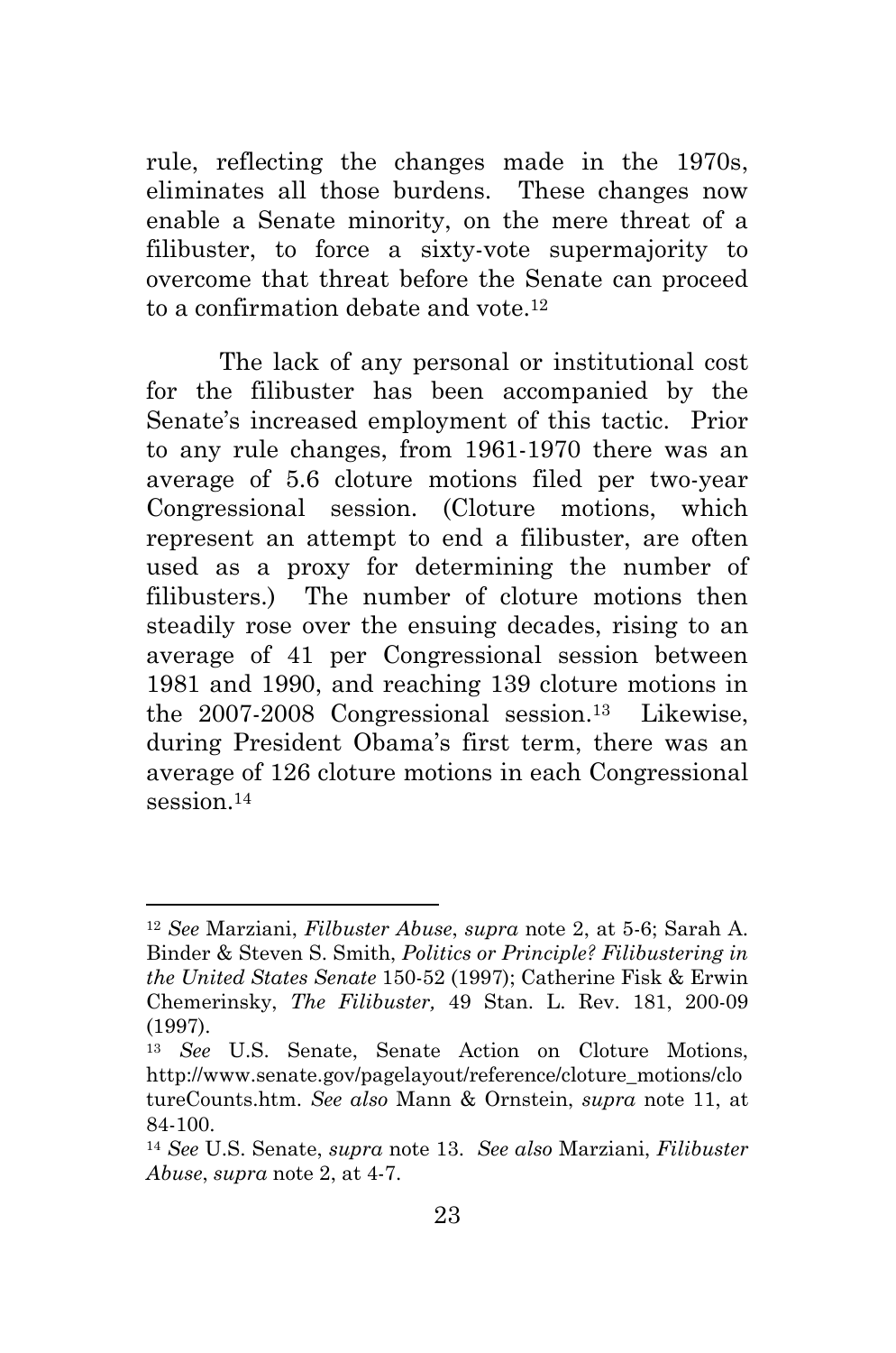rule, reflecting the changes made in the 1970s, eliminates all those burdens. These changes now enable a Senate minority, on the mere threat of a filibuster, to force a sixty-vote supermajority to overcome that threat before the Senate can proceed to a confirmation debate and vote.[12]

The lack of any personal or institutional cost for the filibuster has been accompanied by the Senate's increased employment of this tactic. Prior to any rule changes, from 1961-1970 there was an average of 5.6 cloture motions filed per two-year Congressional session. (Cloture motions, which represent an attempt to end a filibuster, are often used as a proxy for determining the number of filibusters.) The number of cloture motions then steadily rose over the ensuing decades, rising to an average of 41 per Congressional session between 1981 and 1990, and reaching 139 cloture motions in the 2007-2008 Congressional session.[13] Likewise, during President Obama's first term, there was an average of 126 cloture motions in each Congressional session.[14]

---

[12] *See* Marziani, *Filbuster Abuse*, *supra* note 2, at 5-6; Sarah A. Binder & Steven S. Smith, *Politics or Principle? Filibustering in the United States Senate* 150-52 (1997); Catherine Fisk & Erwin Chemerinsky, *The Filibuster,* 49 Stan. L. Rev. 181, 200-09 (1997).

[13] *See* U.S. Senate, Senate Action on Cloture Motions, http://www.senate.gov/pagelayout/reference/cloture_motions/clotureCounts.htm. *See also* Mann & Ornstein, *supra* note 11, at 84-100.

[14] *See* U.S. Senate, *supra* note 13. *See also* Marziani, *Filibuster Abuse*, *supra* note 2, at 4-7.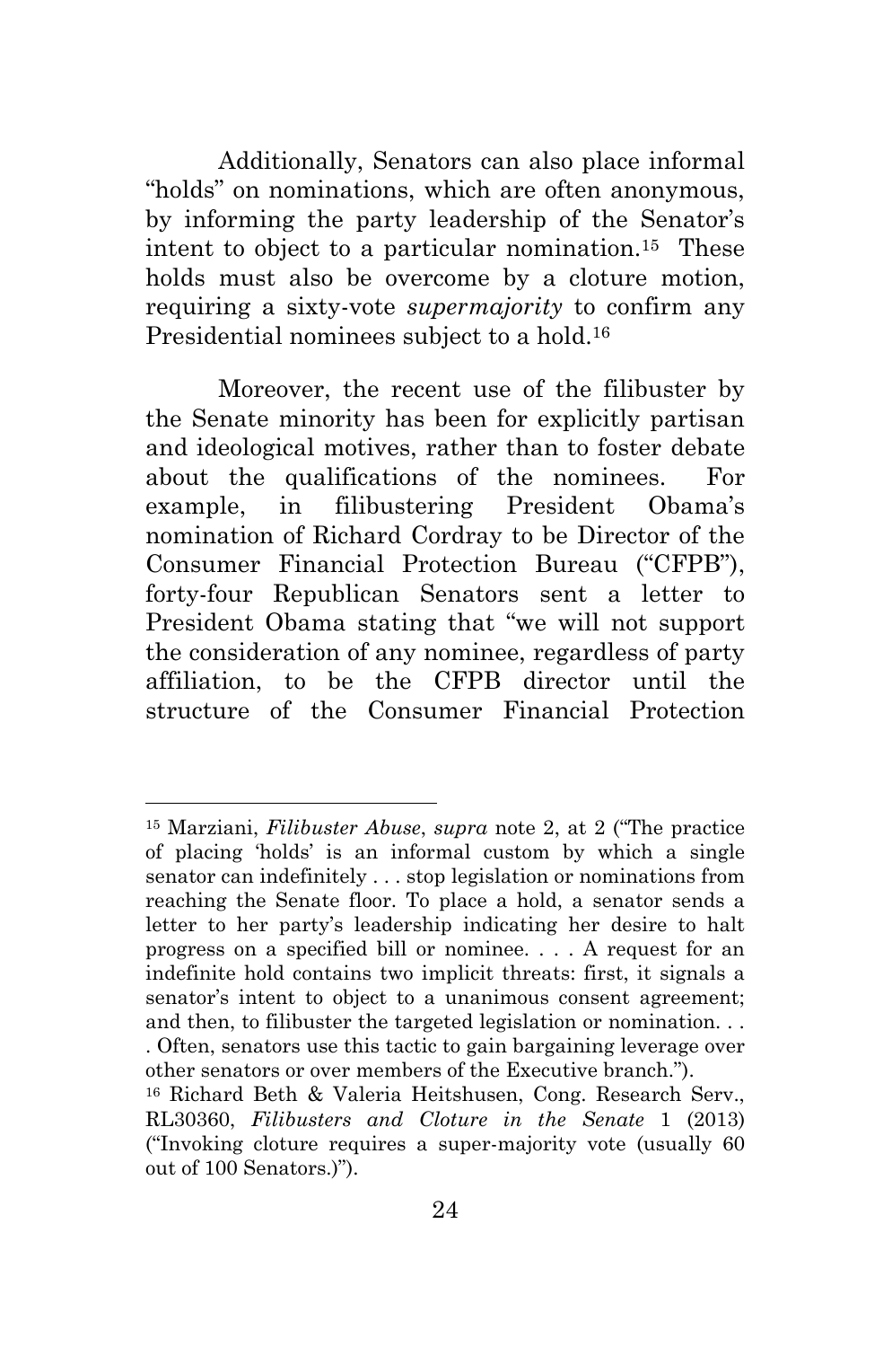Additionally, Senators can also place informal "holds" on nominations, which are often anonymous, by informing the party leadership of the Senator's intent to object to a particular nomination.[15] These holds must also be overcome by a cloture motion, requiring a sixty-vote *supermajority* to confirm any Presidential nominees subject to a hold.[16]

Moreover, the recent use of the filibuster by the Senate minority has been for explicitly partisan and ideological motives, rather than to foster debate about the qualifications of the nominees. For example, in filibustering President Obama's nomination of Richard Cordray to be Director of the Consumer Financial Protection Bureau ("CFPB"), forty-four Republican Senators sent a letter to President Obama stating that "we will not support the consideration of any nominee, regardless of party affiliation, to be the CFPB director until the structure of the Consumer Financial Protection

---

[15] Marziani, *Filibuster Abuse*, *supra* note 2, at 2 ("The practice of placing 'holds' is an informal custom by which a single senator can indefinitely . . . stop legislation or nominations from reaching the Senate floor. To place a hold, a senator sends a letter to her party's leadership indicating her desire to halt progress on a specified bill or nominee. . . . A request for an indefinite hold contains two implicit threats: first, it signals a senator's intent to object to a unanimous consent agreement; and then, to filibuster the targeted legislation or nomination. . . . Often, senators use this tactic to gain bargaining leverage over other senators or over members of the Executive branch.").

[16] Richard Beth & Valeria Heitshusen, Cong. Research Serv., RL30360, *Filibusters and Cloture in the Senate* 1 (2013) ("Invoking cloture requires a super-majority vote (usually 60 out of 100 Senators.)").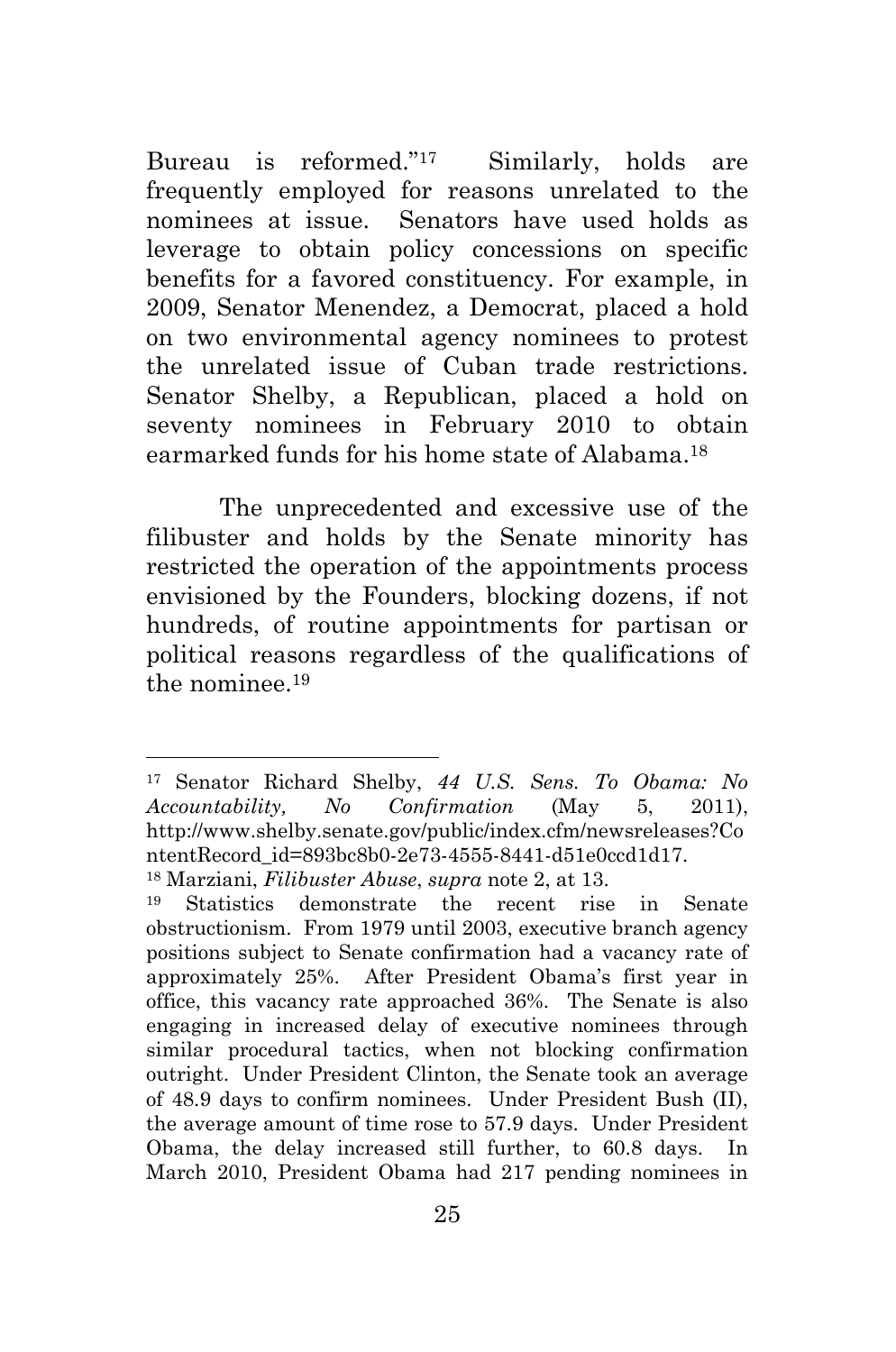Bureau is reformed."[17] Similarly, holds are frequently employed for reasons unrelated to the nominees at issue. Senators have used holds as leverage to obtain policy concessions on specific benefits for a favored constituency. For example, in 2009, Senator Menendez, a Democrat, placed a hold on two environmental agency nominees to protest the unrelated issue of Cuban trade restrictions. Senator Shelby, a Republican, placed a hold on seventy nominees in February 2010 to obtain earmarked funds for his home state of Alabama.[18]

The unprecedented and excessive use of the filibuster and holds by the Senate minority has restricted the operation of the appointments process envisioned by the Founders, blocking dozens, if not hundreds, of routine appointments for partisan or political reasons regardless of the qualifications of the nominee.[19]

---

[17] Senator Richard Shelby, *44 U.S. Sens. To Obama: No Accountability, No Confirmation* (May 5, 2011), http://www.shelby.senate.gov/public/index.cfm/newsreleases?ContentRecord_id=893bc8b0-2e73-4555-8441-d51e0ccd1d17.

[18] Marziani, *Filibuster Abuse*, *supra* note 2, at 13.

[19] Statistics demonstrate the recent rise in Senate obstructionism. From 1979 until 2003, executive branch agency positions subject to Senate confirmation had a vacancy rate of approximately 25%. After President Obama's first year in office, this vacancy rate approached 36%. The Senate is also engaging in increased delay of executive nominees through similar procedural tactics, when not blocking confirmation outright. Under President Clinton, the Senate took an average of 48.9 days to confirm nominees. Under President Bush (II), the average amount of time rose to 57.9 days. Under President Obama, the delay increased still further, to 60.8 days. In March 2010, President Obama had 217 pending nominees in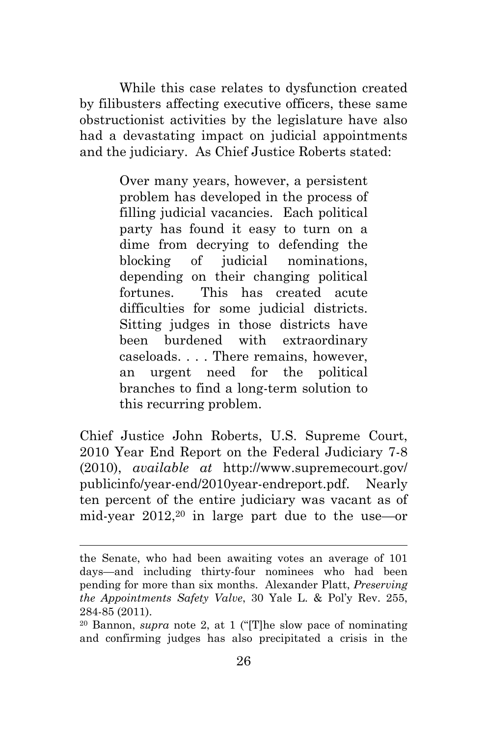While this case relates to dysfunction created by filibusters affecting executive officers, these same obstructionist activities by the legislature have also had a devastating impact on judicial appointments and the judiciary. As Chief Justice Roberts stated:

> Over many years, however, a persistent problem has developed in the process of filling judicial vacancies. Each political party has found it easy to turn on a dime from decrying to defending the blocking of judicial nominations, depending on their changing political fortunes. This has created acute difficulties for some judicial districts. Sitting judges in those districts have been burdened with extraordinary caseloads. . . . There remains, however, an urgent need for the political branches to find a long-term solution to this recurring problem.

Chief Justice John Roberts, U.S. Supreme Court, 2010 Year End Report on the Federal Judiciary 7-8 (2010), *available at* http://www.supremecourt.gov/publicinfo/year-end/2010year-endreport.pdf. Nearly ten percent of the entire judiciary was vacant as of mid-year 2012,[20] in large part due to the use—or

---

the Senate, who had been awaiting votes an average of 101 days—and including thirty-four nominees who had been pending for more than six months. Alexander Platt, *Preserving the Appointments Safety Valve*, 30 Yale L. & Pol'y Rev. 255, 284-85 (2011).

[20] Bannon, *supra* note 2, at 1 ("[T]he slow pace of nominating and confirming judges has also precipitated a crisis in the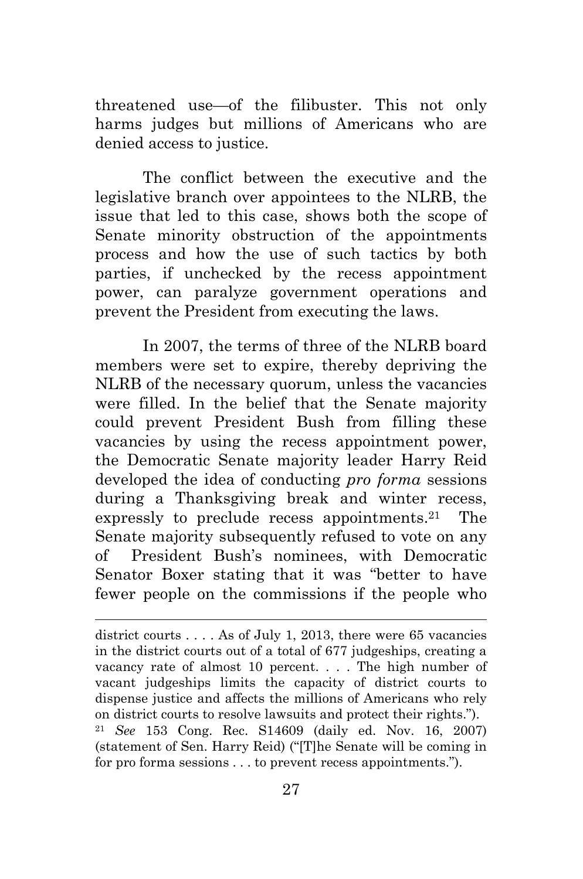threatened use—of the filibuster. This not only harms judges but millions of Americans who are denied access to justice.

The conflict between the executive and the legislative branch over appointees to the NLRB, the issue that led to this case, shows both the scope of Senate minority obstruction of the appointments process and how the use of such tactics by both parties, if unchecked by the recess appointment power, can paralyze government operations and prevent the President from executing the laws.

In 2007, the terms of three of the NLRB board members were set to expire, thereby depriving the NLRB of the necessary quorum, unless the vacancies were filled. In the belief that the Senate majority could prevent President Bush from filling these vacancies by using the recess appointment power, the Democratic Senate majority leader Harry Reid developed the idea of conducting *pro forma* sessions during a Thanksgiving break and winter recess, expressly to preclude recess appointments.[21] The Senate majority subsequently refused to vote on any of President Bush's nominees, with Democratic Senator Boxer stating that it was "better to have fewer people on the commissions if the people who

---

district courts . . . . As of July 1, 2013, there were 65 vacancies in the district courts out of a total of 677 judgeships, creating a vacancy rate of almost 10 percent. . . . The high number of vacant judgeships limits the capacity of district courts to dispense justice and affects the millions of Americans who rely on district courts to resolve lawsuits and protect their rights.").

[21] *See* 153 Cong. Rec. S14609 (daily ed. Nov. 16, 2007) (statement of Sen. Harry Reid) ("[T]he Senate will be coming in for pro forma sessions . . . to prevent recess appointments.").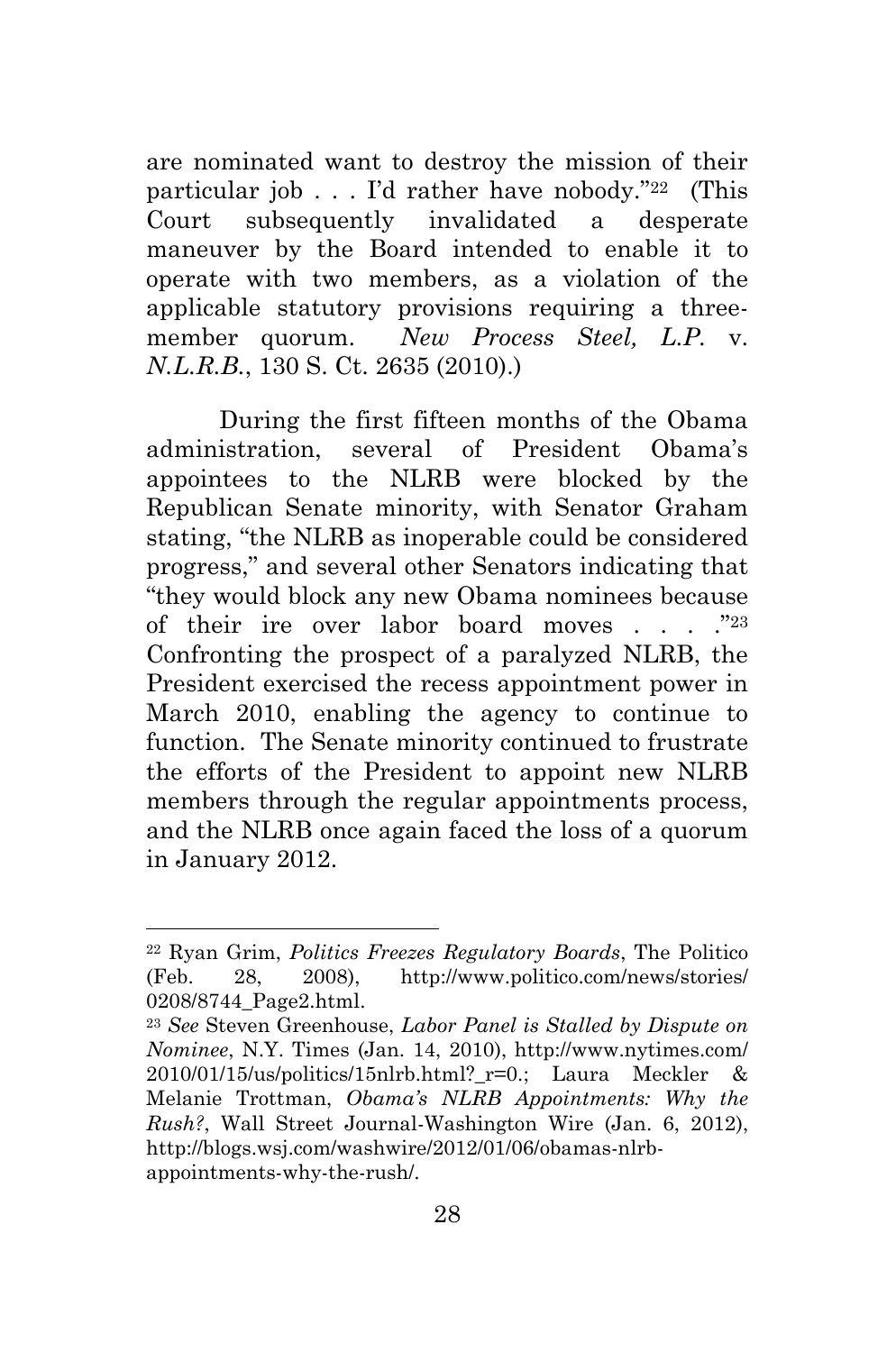are nominated want to destroy the mission of their particular job . . . I'd rather have nobody."[22] (This Court subsequently invalidated a desperate maneuver by the Board intended to enable it to operate with two members, as a violation of the applicable statutory provisions requiring a three-member quorum. *New Process Steel, L.P.* v. *N.L.R.B.*, 130 S. Ct. 2635 (2010).)

During the first fifteen months of the Obama administration, several of President Obama's appointees to the NLRB were blocked by the Republican Senate minority, with Senator Graham stating, "the NLRB as inoperable could be considered progress," and several other Senators indicating that "they would block any new Obama nominees because of their ire over labor board moves . . . ."[23] Confronting the prospect of a paralyzed NLRB, the President exercised the recess appointment power in March 2010, enabling the agency to continue to function. The Senate minority continued to frustrate the efforts of the President to appoint new NLRB members through the regular appointments process, and the NLRB once again faced the loss of a quorum in January 2012.

---

[22] Ryan Grim, *Politics Freezes Regulatory Boards*, The Politico (Feb. 28, 2008), http://www.politico.com/news/stories/0208/8744_Page2.html.

[23] *See* Steven Greenhouse, *Labor Panel is Stalled by Dispute on Nominee*, N.Y. Times (Jan. 14, 2010), http://www.nytimes.com/2010/01/15/us/politics/15nlrb.html?_r=0.; Laura Meckler & Melanie Trottman, *Obama's NLRB Appointments: Why the Rush?*, Wall Street Journal-Washington Wire (Jan. 6, 2012), http://blogs.wsj.com/washwire/2012/01/06/obamas-nlrb-appointments-why-the-rush/.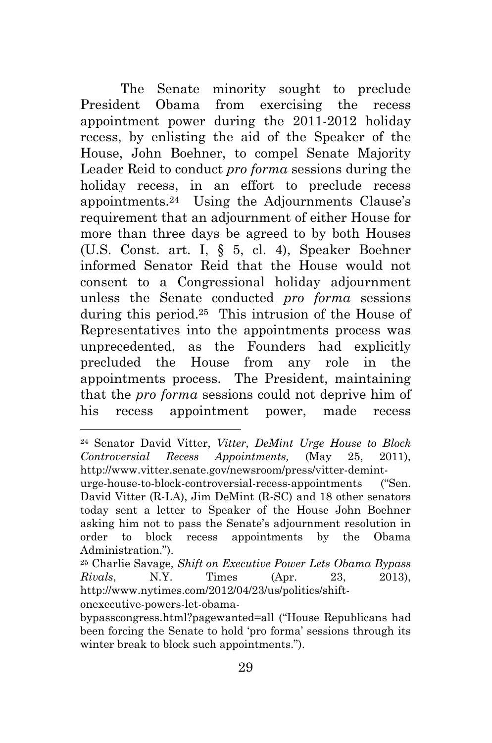The Senate minority sought to preclude President Obama from exercising the recess appointment power during the 2011-2012 holiday recess, by enlisting the aid of the Speaker of the House, John Boehner, to compel Senate Majority Leader Reid to conduct *pro forma* sessions during the holiday recess, in an effort to preclude recess appointments.[24] Using the Adjournments Clause's requirement that an adjournment of either House for more than three days be agreed to by both Houses (U.S. Const. art. I, § 5, cl. 4), Speaker Boehner informed Senator Reid that the House would not consent to a Congressional holiday adjournment unless the Senate conducted *pro forma* sessions during this period.[25] This intrusion of the House of Representatives into the appointments process was unprecedented, as the Founders had explicitly precluded the House from any role in the appointments process. The President, maintaining that the *pro forma* sessions could not deprive him of his recess appointment power, made recess

---

[24] Senator David Vitter, *Vitter, DeMint Urge House to Block Controversial Recess Appointments,* (May 25, 2011), http://www.vitter.senate.gov/newsroom/press/vitter-demint-urge-house-to-block-controversial-recess-appointments ("Sen. David Vitter (R-LA), Jim DeMint (R-SC) and 18 other senators today sent a letter to Speaker of the House John Boehner asking him not to pass the Senate's adjournment resolution in order to block recess appointments by the Obama Administration.").

[25] Charlie Savage*, Shift on Executive Power Lets Obama Bypass Rivals*, N.Y. Times (Apr. 23, 2013), http://www.nytimes.com/2012/04/23/us/politics/shift-onexecutive-powers-let-obama-bypasscongress.html?pagewanted=all ("House Republicans had been forcing the Senate to hold 'pro forma' sessions through its winter break to block such appointments.").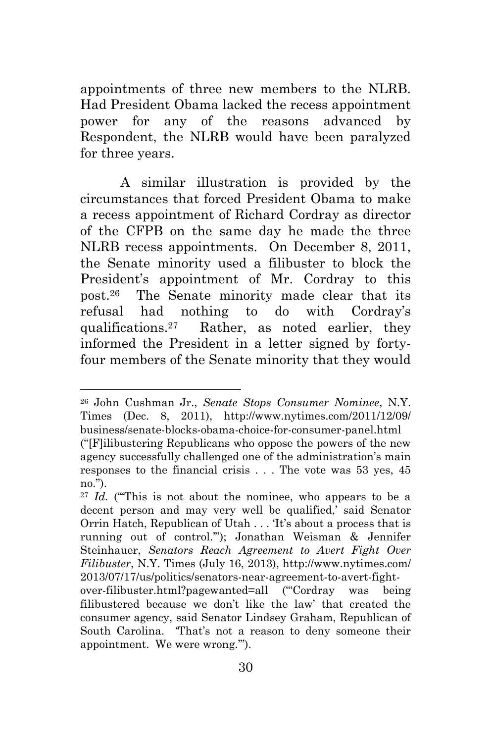appointments of three new members to the NLRB. Had President Obama lacked the recess appointment power for any of the reasons advanced by Respondent, the NLRB would have been paralyzed for three years.

A similar illustration is provided by the circumstances that forced President Obama to make a recess appointment of Richard Cordray as director of the CFPB on the same day he made the three NLRB recess appointments. On December 8, 2011, the Senate minority used a filibuster to block the President's appointment of Mr. Cordray to this post.[26] The Senate minority made clear that its refusal had nothing to do with Cordray's qualifications.[27] Rather, as noted earlier, they informed the President in a letter signed by forty-four members of the Senate minority that they would

---

[26] John Cushman Jr., *Senate Stops Consumer Nominee*, N.Y. Times (Dec. 8, 2011), http://www.nytimes.com/2011/12/09/business/senate-blocks-obama-choice-for-consumer-panel.html ("[F]ilibustering Republicans who oppose the powers of the new agency successfully challenged one of the administration's main responses to the financial crisis . . . The vote was 53 yes, 45 no.").

[27] *Id.* ("'This is not about the nominee, who appears to be a decent person and may very well be qualified,' said Senator Orrin Hatch, Republican of Utah . . . 'It's about a process that is running out of control.'"); Jonathan Weisman & Jennifer Steinhauer, *Senators Reach Agreement to Avert Fight Over Filibuster*, N.Y. Times (July 16, 2013), http://www.nytimes.com/2013/07/17/us/politics/senators-near-agreement-to-avert-fight-over-filibuster.html?pagewanted=all ("'Cordray was being filibustered because we don't like the law' that created the consumer agency, said Senator Lindsey Graham, Republican of South Carolina. 'That's not a reason to deny someone their appointment. We were wrong.'").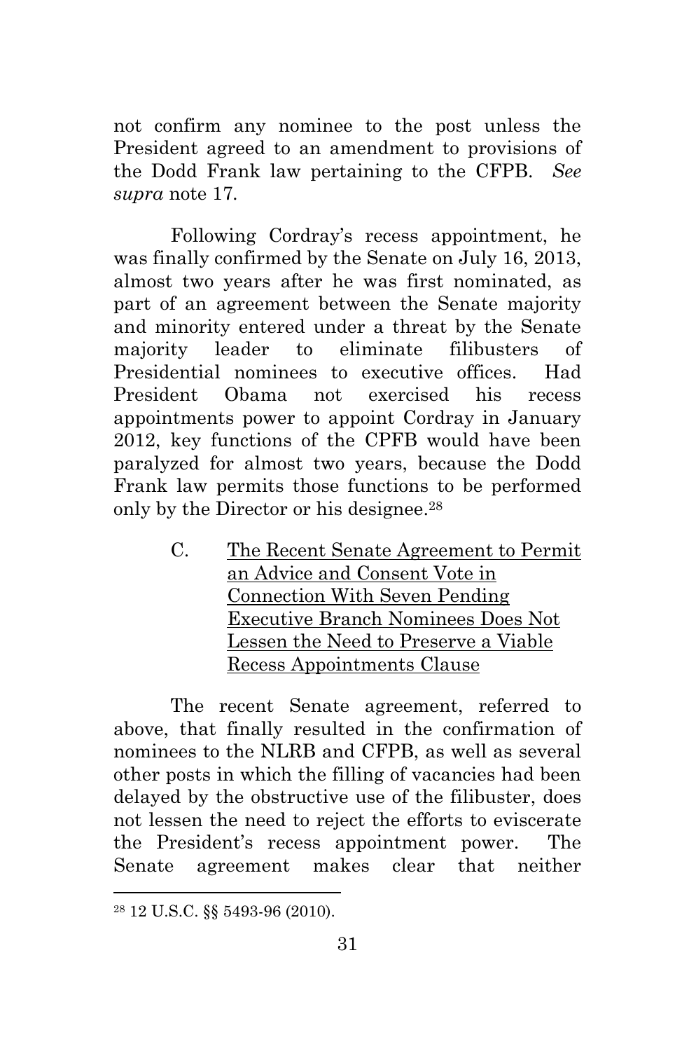not confirm any nominee to the post unless the President agreed to an amendment to provisions of the Dodd Frank law pertaining to the CFPB. *See supra* note 17.

Following Cordray's recess appointment, he was finally confirmed by the Senate on July 16, 2013, almost two years after he was first nominated, as part of an agreement between the Senate majority and minority entered under a threat by the Senate majority leader to eliminate filibusters of Presidential nominees to executive offices. Had President Obama not exercised his recess appointments power to appoint Cordray in January 2012, key functions of the CPFB would have been paralyzed for almost two years, because the Dodd Frank law permits those functions to be performed only by the Director or his designee.[28]

C. <u>The Recent Senate Agreement to Permit an Advice and Consent Vote in Connection With Seven Pending Executive Branch Nominees Does Not Lessen the Need to Preserve a Viable Recess Appointments Clause</u>

The recent Senate agreement, referred to above, that finally resulted in the confirmation of nominees to the NLRB and CFPB, as well as several other posts in which the filling of vacancies had been delayed by the obstructive use of the filibuster, does not lessen the need to reject the efforts to eviscerate the President's recess appointment power. The Senate agreement makes clear that neither

---

[28] 12 U.S.C. §§ 5493-96 (2010).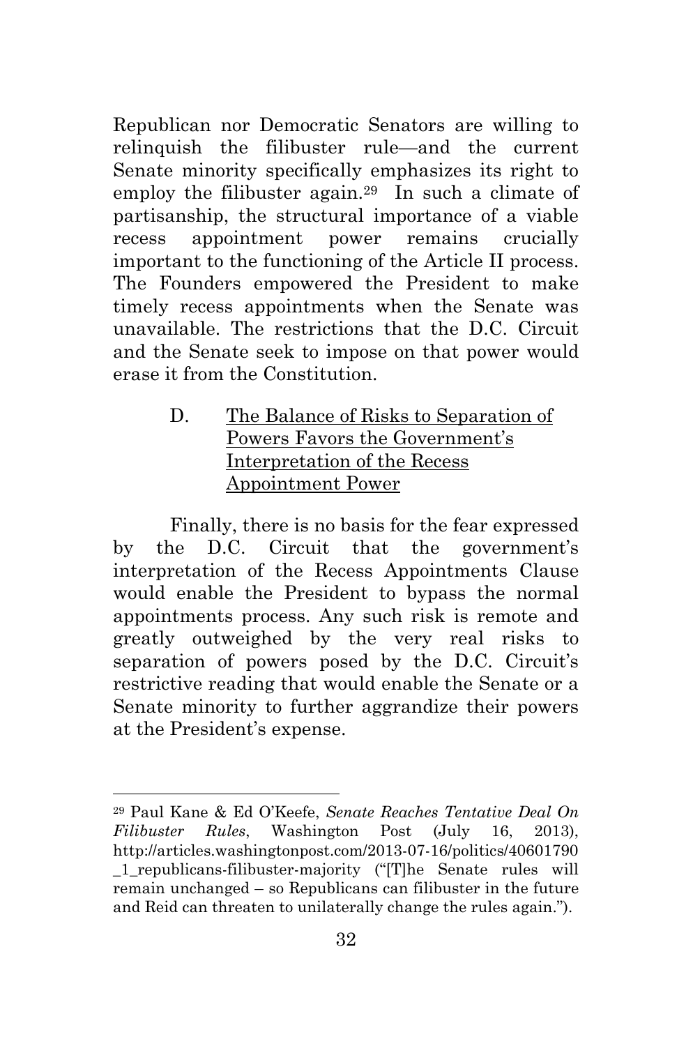Republican nor Democratic Senators are willing to relinquish the filibuster rule—and the current Senate minority specifically emphasizes its right to employ the filibuster again.[29] In such a climate of partisanship, the structural importance of a viable recess appointment power remains crucially important to the functioning of the Article II process. The Founders empowered the President to make timely recess appointments when the Senate was unavailable. The restrictions that the D.C. Circuit and the Senate seek to impose on that power would erase it from the Constitution.

### D. The Balance of Risks to Separation of Powers Favors the Government's Interpretation of the Recess Appointment Power

Finally, there is no basis for the fear expressed by the D.C. Circuit that the government's interpretation of the Recess Appointments Clause would enable the President to bypass the normal appointments process. Any such risk is remote and greatly outweighed by the very real risks to separation of powers posed by the D.C. Circuit's restrictive reading that would enable the Senate or a Senate minority to further aggrandize their powers at the President's expense.

---

[29] Paul Kane & Ed O'Keefe, *Senate Reaches Tentative Deal On Filibuster Rules*, Washington Post (July 16, 2013), http://articles.washingtonpost.com/2013-07-16/politics/40601790_1_republicans-filibuster-majority ("[T]he Senate rules will remain unchanged – so Republicans can filibuster in the future and Reid can threaten to unilaterally change the rules again.").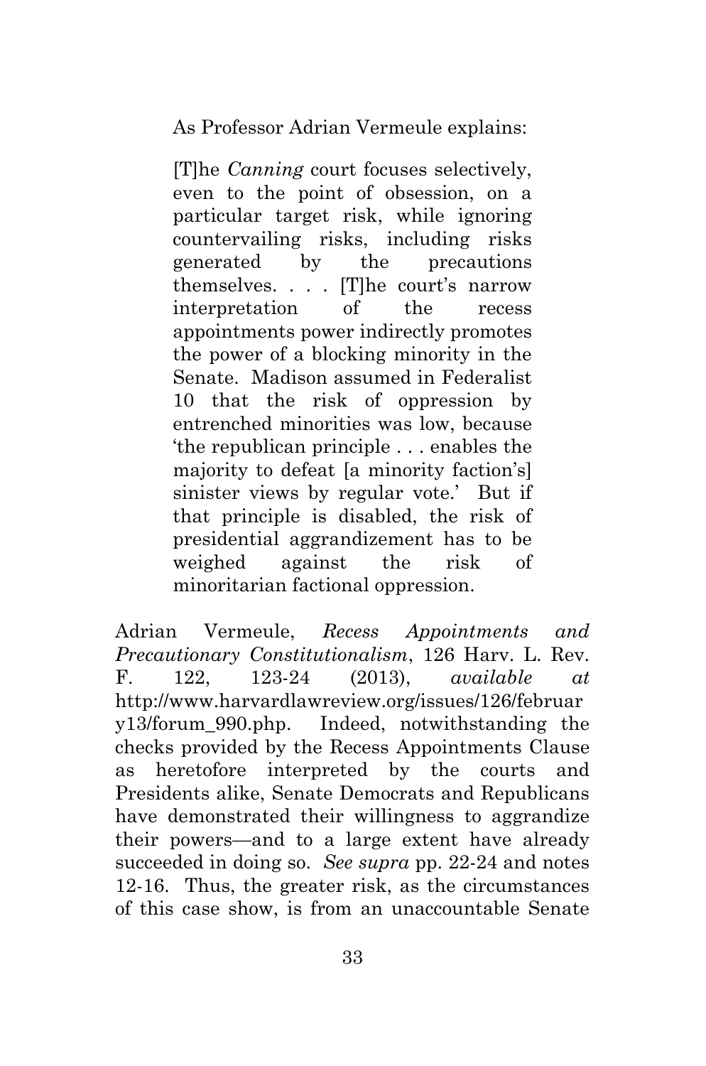As Professor Adrian Vermeule explains:

> [T]he *Canning* court focuses selectively, even to the point of obsession, on a particular target risk, while ignoring countervailing risks, including risks generated by the precautions themselves. . . . [T]he court's narrow interpretation of the recess appointments power indirectly promotes the power of a blocking minority in the Senate. Madison assumed in Federalist 10 that the risk of oppression by entrenched minorities was low, because 'the republican principle . . . enables the majority to defeat [a minority faction's] sinister views by regular vote.' But if that principle is disabled, the risk of presidential aggrandizement has to be weighed against the risk of minoritarian factional oppression.

Adrian Vermeule, *Recess Appointments and Precautionary Constitutionalism*, 126 Harv. L. Rev. F. 122, 123-24 (2013), *available at* http://www.harvardlawreview.org/issues/126/february13/forum_990.php. Indeed, notwithstanding the checks provided by the Recess Appointments Clause as heretofore interpreted by the courts and Presidents alike, Senate Democrats and Republicans have demonstrated their willingness to aggrandize their powers—and to a large extent have already succeeded in doing so. *See supra* pp. 22-24 and notes 12-16. Thus, the greater risk, as the circumstances of this case show, is from an unaccountable Senate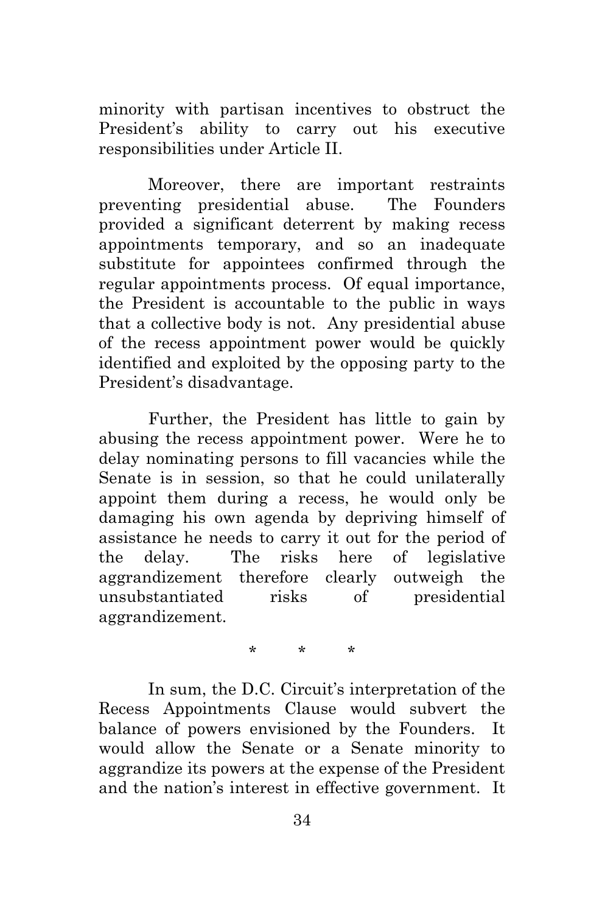minority with partisan incentives to obstruct the President's ability to carry out his executive responsibilities under Article II.

Moreover, there are important restraints preventing presidential abuse. The Founders provided a significant deterrent by making recess appointments temporary, and so an inadequate substitute for appointees confirmed through the regular appointments process. Of equal importance, the President is accountable to the public in ways that a collective body is not. Any presidential abuse of the recess appointment power would be quickly identified and exploited by the opposing party to the President's disadvantage.

Further, the President has little to gain by abusing the recess appointment power. Were he to delay nominating persons to fill vacancies while the Senate is in session, so that he could unilaterally appoint them during a recess, he would only be damaging his own agenda by depriving himself of assistance he needs to carry it out for the period of the delay. The risks here of legislative aggrandizement therefore clearly outweigh the unsubstantiated risks of presidential aggrandizement.

\* \* \*

In sum, the D.C. Circuit's interpretation of the Recess Appointments Clause would subvert the balance of powers envisioned by the Founders. It would allow the Senate or a Senate minority to aggrandize its powers at the expense of the President and the nation's interest in effective government. It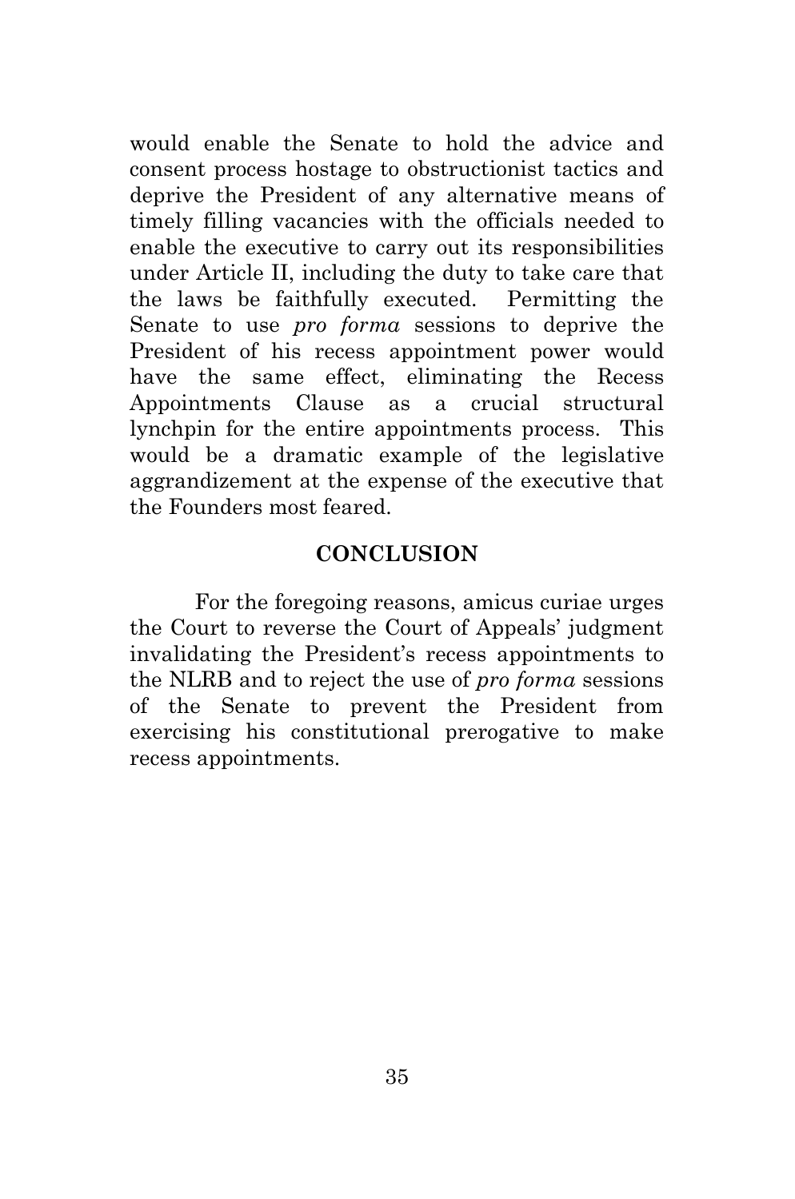would enable the Senate to hold the advice and consent process hostage to obstructionist tactics and deprive the President of any alternative means of timely filling vacancies with the officials needed to enable the executive to carry out its responsibilities under Article II, including the duty to take care that the laws be faithfully executed. Permitting the Senate to use *pro forma* sessions to deprive the President of his recess appointment power would have the same effect, eliminating the Recess Appointments Clause as a crucial structural lynchpin for the entire appointments process. This would be a dramatic example of the legislative aggrandizement at the expense of the executive that the Founders most feared.

## CONCLUSION

For the foregoing reasons, amicus curiae urges the Court to reverse the Court of Appeals' judgment invalidating the President's recess appointments to the NLRB and to reject the use of *pro forma* sessions of the Senate to prevent the President from exercising his constitutional prerogative to make recess appointments.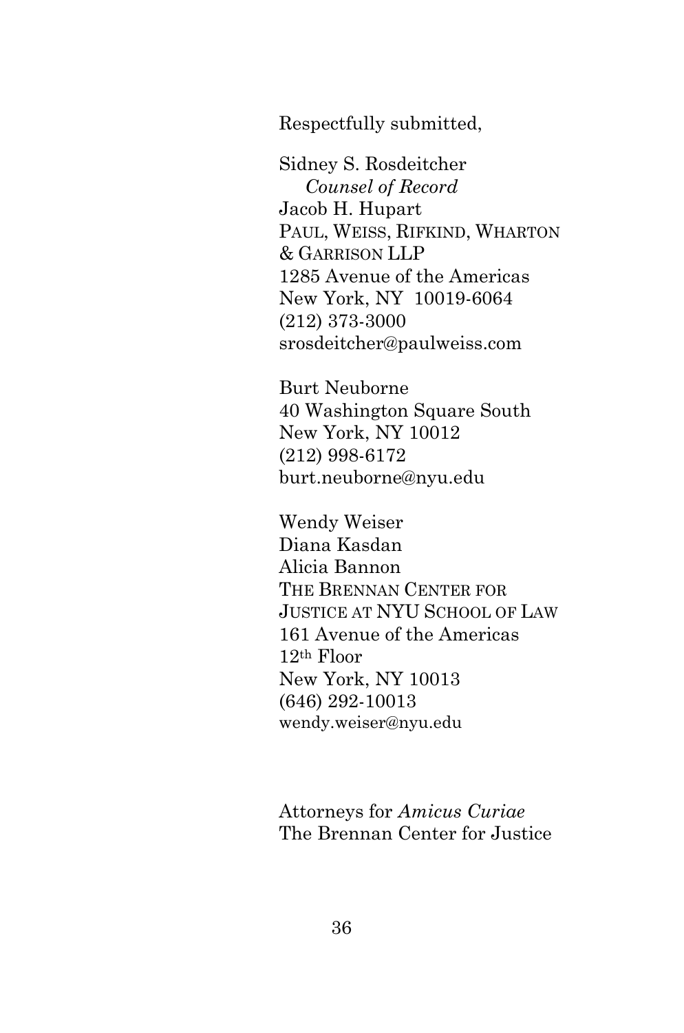Respectfully submitted,

Sidney S. Rosdeitcher  
*Counsel of Record*  
Jacob H. Hupart  
PAUL, WEISS, RIFKIND, WHARTON & GARRISON LLP  
1285 Avenue of the Americas  
New York, NY 10019-6064  
(212) 373-3000  
srosdeitcher@paulweiss.com

Burt Neuborne  
40 Washington Square South  
New York, NY 10012  
(212) 998-6172  
burt.neuborne@nyu.edu

Wendy Weiser  
Diana Kasdan  
Alicia Bannon  
THE BRENNAN CENTER FOR JUSTICE AT NYU SCHOOL OF LAW  
161 Avenue of the Americas  
12th Floor  
New York, NY 10013  
(646) 292-10013  
wendy.weiser@nyu.edu

Attorneys for *Amicus Curiae*  
The Brennan Center for Justice